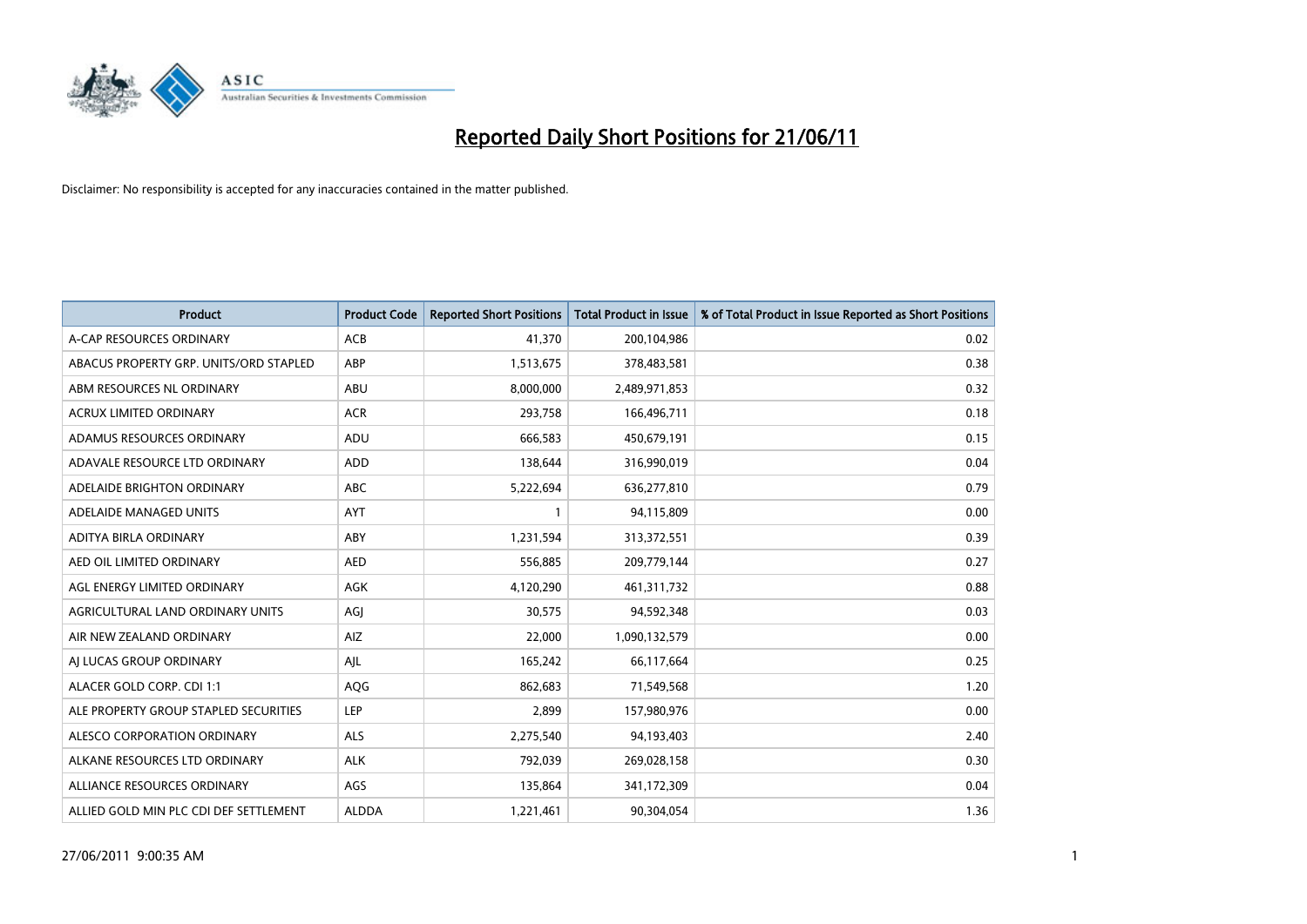# Reported Daily Short Positions for 21/06/11

Disclaimer: No responsibility is accepted for any inaccuracies contained in the matter published.

| Product | Product Code | Reported Short Positions | Total Product in Issue | % of Total Product in Issue Reported as Short Positions |
|---|---|---|---|---|
| A-CAP RESOURCES ORDINARY | ACB | 41,370 | 200,104,986 | 0.02 |
| ABACUS PROPERTY GRP. UNITS/ORD STAPLED | ABP | 1,513,675 | 378,483,581 | 0.38 |
| ABM RESOURCES NL ORDINARY | ABU | 8,000,000 | 2,489,971,853 | 0.32 |
| ACRUX LIMITED ORDINARY | ACR | 293,758 | 166,496,711 | 0.18 |
| ADAMUS RESOURCES ORDINARY | ADU | 666,583 | 450,679,191 | 0.15 |
| ADAVALE RESOURCE LTD ORDINARY | ADD | 138,644 | 316,990,019 | 0.04 |
| ADELAIDE BRIGHTON ORDINARY | ABC | 5,222,694 | 636,277,810 | 0.79 |
| ADELAIDE MANAGED UNITS | AYT | 1 | 94,115,809 | 0.00 |
| ADITYA BIRLA ORDINARY | ABY | 1,231,594 | 313,372,551 | 0.39 |
| AED OIL LIMITED ORDINARY | AED | 556,885 | 209,779,144 | 0.27 |
| AGL ENERGY LIMITED ORDINARY | AGK | 4,120,290 | 461,311,732 | 0.88 |
| AGRICULTURAL LAND ORDINARY UNITS | AGJ | 30,575 | 94,592,348 | 0.03 |
| AIR NEW ZEALAND ORDINARY | AIZ | 22,000 | 1,090,132,579 | 0.00 |
| AJ LUCAS GROUP ORDINARY | AJL | 165,242 | 66,117,664 | 0.25 |
| ALACER GOLD CORP. CDI 1:1 | AQG | 862,683 | 71,549,568 | 1.20 |
| ALE PROPERTY GROUP STAPLED SECURITIES | LEP | 2,899 | 157,980,976 | 0.00 |
| ALESCO CORPORATION ORDINARY | ALS | 2,275,540 | 94,193,403 | 2.40 |
| ALKANE RESOURCES LTD ORDINARY | ALK | 792,039 | 269,028,158 | 0.30 |
| ALLIANCE RESOURCES ORDINARY | AGS | 135,864 | 341,172,309 | 0.04 |
| ALLIED GOLD MIN PLC CDI DEF SETTLEMENT | ALDDA | 1,221,461 | 90,304,054 | 1.36 |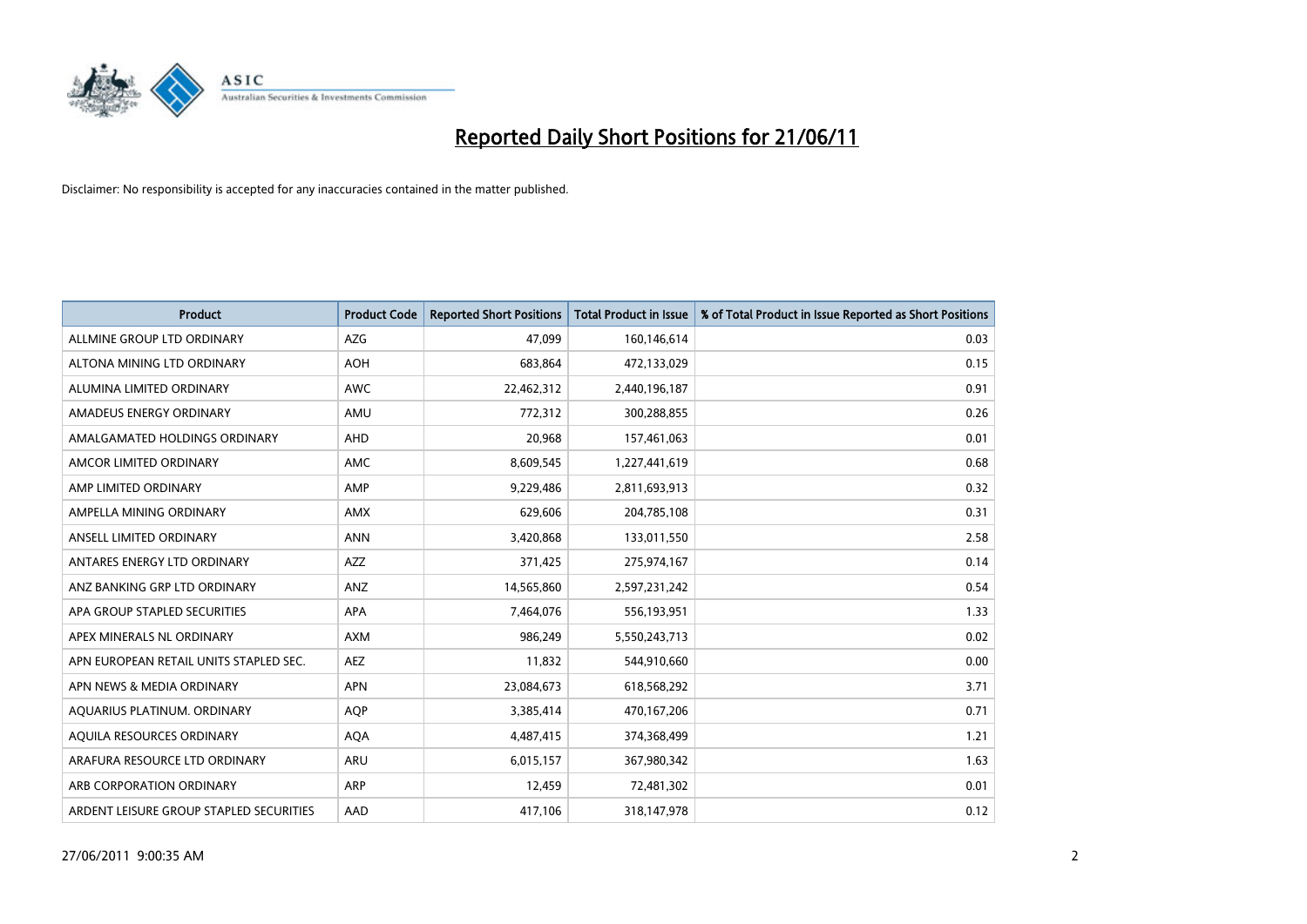# Reported Daily Short Positions for 21/06/11

Disclaimer: No responsibility is accepted for any inaccuracies contained in the matter published.

| Product | Product Code | Reported Short Positions | Total Product in Issue | % of Total Product in Issue Reported as Short Positions |
|---|---|---|---|---|
| ALLMINE GROUP LTD ORDINARY | AZG | 47,099 | 160,146,614 | 0.03 |
| ALTONA MINING LTD ORDINARY | AOH | 683,864 | 472,133,029 | 0.15 |
| ALUMINA LIMITED ORDINARY | AWC | 22,462,312 | 2,440,196,187 | 0.91 |
| AMADEUS ENERGY ORDINARY | AMU | 772,312 | 300,288,855 | 0.26 |
| AMALGAMATED HOLDINGS ORDINARY | AHD | 20,968 | 157,461,063 | 0.01 |
| AMCOR LIMITED ORDINARY | AMC | 8,609,545 | 1,227,441,619 | 0.68 |
| AMP LIMITED ORDINARY | AMP | 9,229,486 | 2,811,693,913 | 0.32 |
| AMPELLA MINING ORDINARY | AMX | 629,606 | 204,785,108 | 0.31 |
| ANSELL LIMITED ORDINARY | ANN | 3,420,868 | 133,011,550 | 2.58 |
| ANTARES ENERGY LTD ORDINARY | AZZ | 371,425 | 275,974,167 | 0.14 |
| ANZ BANKING GRP LTD ORDINARY | ANZ | 14,565,860 | 2,597,231,242 | 0.54 |
| APA GROUP STAPLED SECURITIES | APA | 7,464,076 | 556,193,951 | 1.33 |
| APEX MINERALS NL ORDINARY | AXM | 986,249 | 5,550,243,713 | 0.02 |
| APN EUROPEAN RETAIL UNITS STAPLED SEC. | AEZ | 11,832 | 544,910,660 | 0.00 |
| APN NEWS & MEDIA ORDINARY | APN | 23,084,673 | 618,568,292 | 3.71 |
| AQUARIUS PLATINUM. ORDINARY | AQP | 3,385,414 | 470,167,206 | 0.71 |
| AQUILA RESOURCES ORDINARY | AQA | 4,487,415 | 374,368,499 | 1.21 |
| ARAFURA RESOURCE LTD ORDINARY | ARU | 6,015,157 | 367,980,342 | 1.63 |
| ARB CORPORATION ORDINARY | ARP | 12,459 | 72,481,302 | 0.01 |
| ARDENT LEISURE GROUP STAPLED SECURITIES | AAD | 417,106 | 318,147,978 | 0.12 |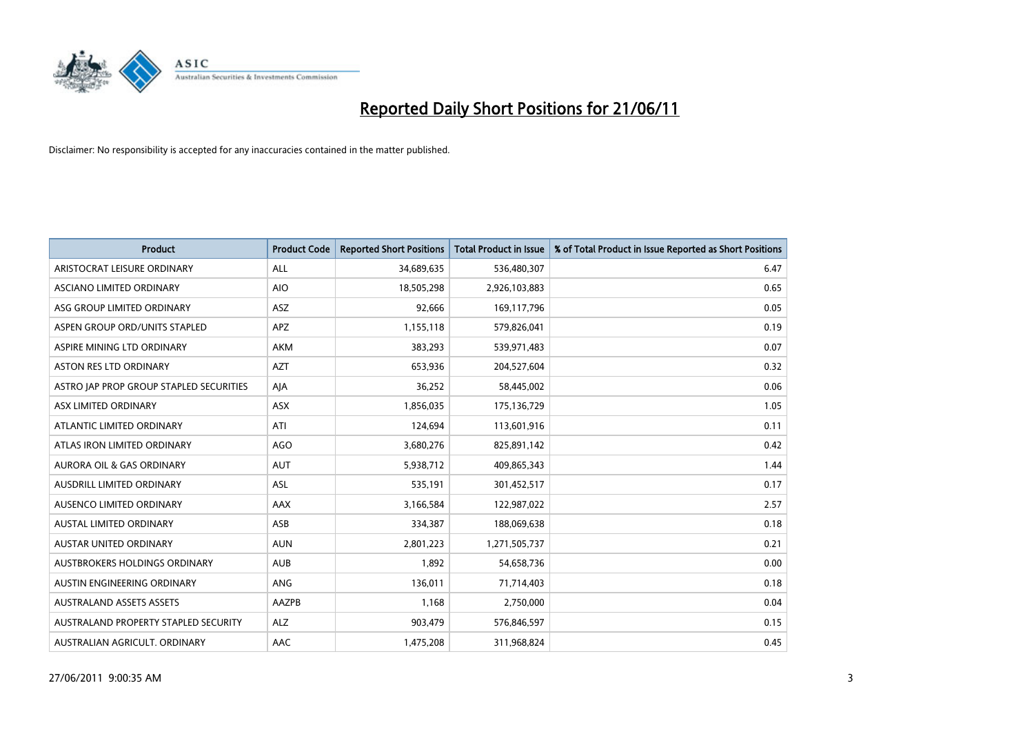# Reported Daily Short Positions for 21/06/11

Disclaimer: No responsibility is accepted for any inaccuracies contained in the matter published.

| Product | Product Code | Reported Short Positions | Total Product in Issue | % of Total Product in Issue Reported as Short Positions |
|---|---|---|---|---|
| ARISTOCRAT LEISURE ORDINARY | ALL | 34,689,635 | 536,480,307 | 6.47 |
| ASCIANO LIMITED ORDINARY | AIO | 18,505,298 | 2,926,103,883 | 0.65 |
| ASG GROUP LIMITED ORDINARY | ASZ | 92,666 | 169,117,796 | 0.05 |
| ASPEN GROUP ORD/UNITS STAPLED | APZ | 1,155,118 | 579,826,041 | 0.19 |
| ASPIRE MINING LTD ORDINARY | AKM | 383,293 | 539,971,483 | 0.07 |
| ASTON RES LTD ORDINARY | AZT | 653,936 | 204,527,604 | 0.32 |
| ASTRO JAP PROP GROUP STAPLED SECURITIES | AJA | 36,252 | 58,445,002 | 0.06 |
| ASX LIMITED ORDINARY | ASX | 1,856,035 | 175,136,729 | 1.05 |
| ATLANTIC LIMITED ORDINARY | ATI | 124,694 | 113,601,916 | 0.11 |
| ATLAS IRON LIMITED ORDINARY | AGO | 3,680,276 | 825,891,142 | 0.42 |
| AURORA OIL & GAS ORDINARY | AUT | 5,938,712 | 409,865,343 | 1.44 |
| AUSDRILL LIMITED ORDINARY | ASL | 535,191 | 301,452,517 | 0.17 |
| AUSENCO LIMITED ORDINARY | AAX | 3,166,584 | 122,987,022 | 2.57 |
| AUSTAL LIMITED ORDINARY | ASB | 334,387 | 188,069,638 | 0.18 |
| AUSTAR UNITED ORDINARY | AUN | 2,801,223 | 1,271,505,737 | 0.21 |
| AUSTBROKERS HOLDINGS ORDINARY | AUB | 1,892 | 54,658,736 | 0.00 |
| AUSTIN ENGINEERING ORDINARY | ANG | 136,011 | 71,714,403 | 0.18 |
| AUSTRALAND ASSETS ASSETS | AAZPB | 1,168 | 2,750,000 | 0.04 |
| AUSTRALAND PROPERTY STAPLED SECURITY | ALZ | 903,479 | 576,846,597 | 0.15 |
| AUSTRALIAN AGRICULT. ORDINARY | AAC | 1,475,208 | 311,968,824 | 0.45 |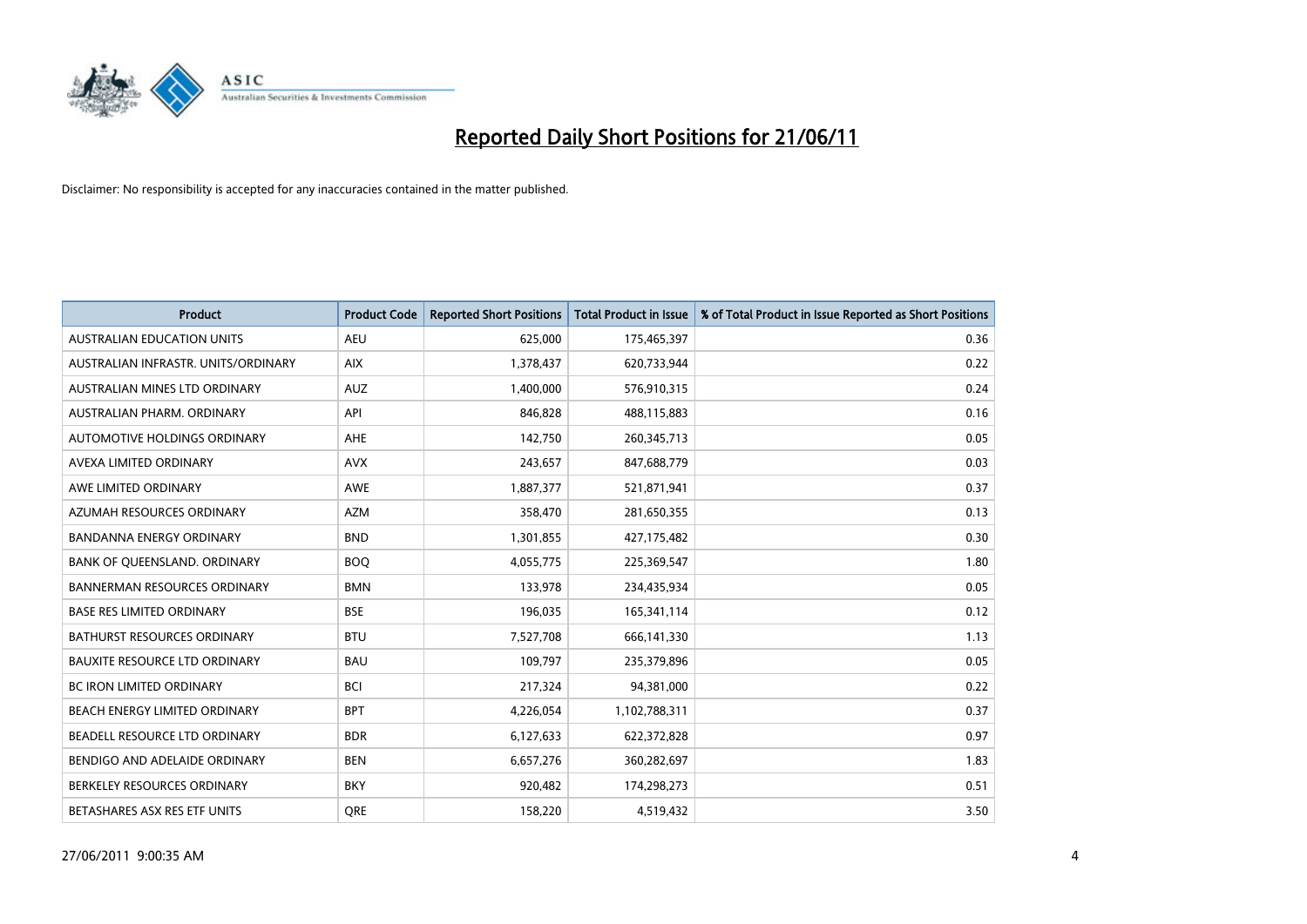# Reported Daily Short Positions for 21/06/11

Disclaimer: No responsibility is accepted for any inaccuracies contained in the matter published.

| Product | Product Code | Reported Short Positions | Total Product in Issue | % of Total Product in Issue Reported as Short Positions |
|---|---|---|---|---|
| AUSTRALIAN EDUCATION UNITS | AEU | 625,000 | 175,465,397 | 0.36 |
| AUSTRALIAN INFRASTR. UNITS/ORDINARY | AIX | 1,378,437 | 620,733,944 | 0.22 |
| AUSTRALIAN MINES LTD ORDINARY | AUZ | 1,400,000 | 576,910,315 | 0.24 |
| AUSTRALIAN PHARM. ORDINARY | API | 846,828 | 488,115,883 | 0.16 |
| AUTOMOTIVE HOLDINGS ORDINARY | AHE | 142,750 | 260,345,713 | 0.05 |
| AVEXA LIMITED ORDINARY | AVX | 243,657 | 847,688,779 | 0.03 |
| AWE LIMITED ORDINARY | AWE | 1,887,377 | 521,871,941 | 0.37 |
| AZUMAH RESOURCES ORDINARY | AZM | 358,470 | 281,650,355 | 0.13 |
| BANDANNA ENERGY ORDINARY | BND | 1,301,855 | 427,175,482 | 0.30 |
| BANK OF QUEENSLAND. ORDINARY | BOQ | 4,055,775 | 225,369,547 | 1.80 |
| BANNERMAN RESOURCES ORDINARY | BMN | 133,978 | 234,435,934 | 0.05 |
| BASE RES LIMITED ORDINARY | BSE | 196,035 | 165,341,114 | 0.12 |
| BATHURST RESOURCES ORDINARY | BTU | 7,527,708 | 666,141,330 | 1.13 |
| BAUXITE RESOURCE LTD ORDINARY | BAU | 109,797 | 235,379,896 | 0.05 |
| BC IRON LIMITED ORDINARY | BCI | 217,324 | 94,381,000 | 0.22 |
| BEACH ENERGY LIMITED ORDINARY | BPT | 4,226,054 | 1,102,788,311 | 0.37 |
| BEADELL RESOURCE LTD ORDINARY | BDR | 6,127,633 | 622,372,828 | 0.97 |
| BENDIGO AND ADELAIDE ORDINARY | BEN | 6,657,276 | 360,282,697 | 1.83 |
| BERKELEY RESOURCES ORDINARY | BKY | 920,482 | 174,298,273 | 0.51 |
| BETASHARES ASX RES ETF UNITS | QRE | 158,220 | 4,519,432 | 3.50 |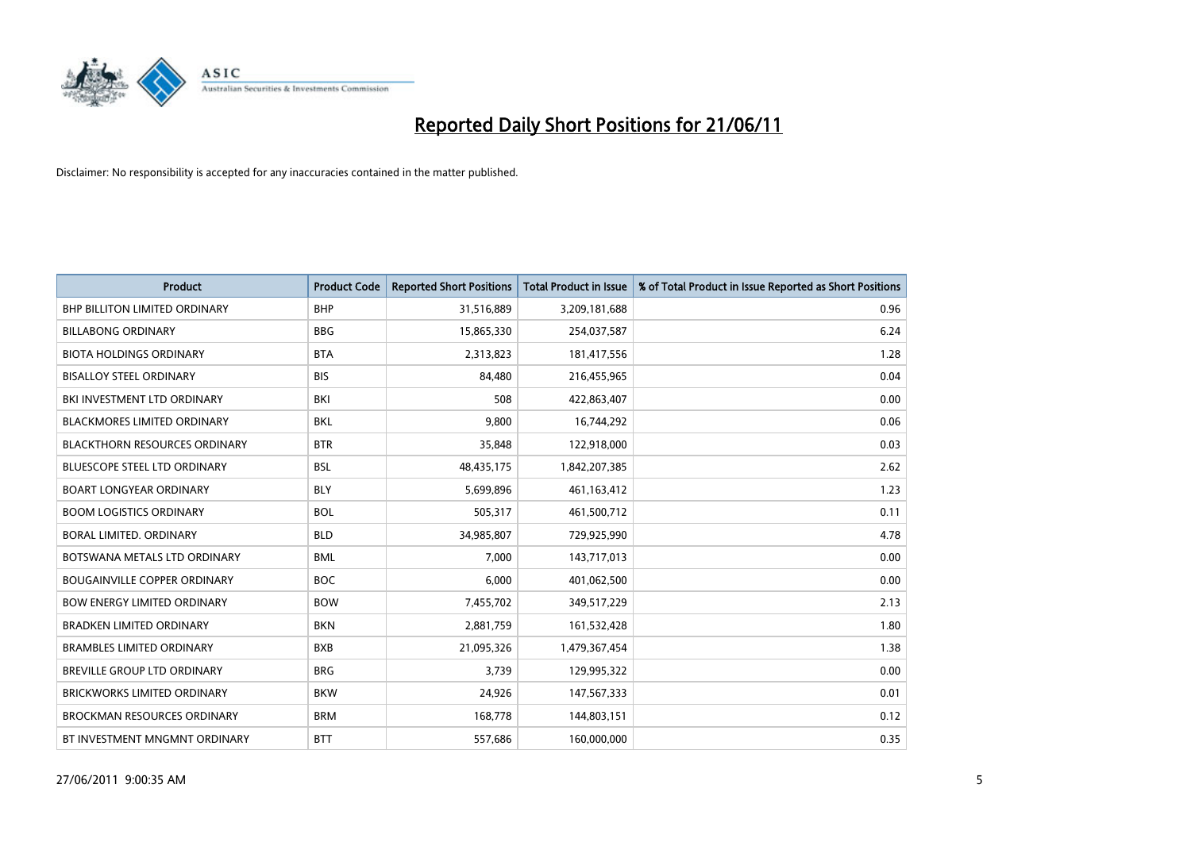# Reported Daily Short Positions for 21/06/11

Disclaimer: No responsibility is accepted for any inaccuracies contained in the matter published.

| Product | Product Code | Reported Short Positions | Total Product in Issue | % of Total Product in Issue Reported as Short Positions |
|---|---|---|---|---|
| BHP BILLITON LIMITED ORDINARY | BHP | 31,516,889 | 3,209,181,688 | 0.96 |
| BILLABONG ORDINARY | BBG | 15,865,330 | 254,037,587 | 6.24 |
| BIOTA HOLDINGS ORDINARY | BTA | 2,313,823 | 181,417,556 | 1.28 |
| BISALLOY STEEL ORDINARY | BIS | 84,480 | 216,455,965 | 0.04 |
| BKI INVESTMENT LTD ORDINARY | BKI | 508 | 422,863,407 | 0.00 |
| BLACKMORES LIMITED ORDINARY | BKL | 9,800 | 16,744,292 | 0.06 |
| BLACKTHORN RESOURCES ORDINARY | BTR | 35,848 | 122,918,000 | 0.03 |
| BLUESCOPE STEEL LTD ORDINARY | BSL | 48,435,175 | 1,842,207,385 | 2.62 |
| BOART LONGYEAR ORDINARY | BLY | 5,699,896 | 461,163,412 | 1.23 |
| BOOM LOGISTICS ORDINARY | BOL | 505,317 | 461,500,712 | 0.11 |
| BORAL LIMITED. ORDINARY | BLD | 34,985,807 | 729,925,990 | 4.78 |
| BOTSWANA METALS LTD ORDINARY | BML | 7,000 | 143,717,013 | 0.00 |
| BOUGAINVILLE COPPER ORDINARY | BOC | 6,000 | 401,062,500 | 0.00 |
| BOW ENERGY LIMITED ORDINARY | BOW | 7,455,702 | 349,517,229 | 2.13 |
| BRADKEN LIMITED ORDINARY | BKN | 2,881,759 | 161,532,428 | 1.80 |
| BRAMBLES LIMITED ORDINARY | BXB | 21,095,326 | 1,479,367,454 | 1.38 |
| BREVILLE GROUP LTD ORDINARY | BRG | 3,739 | 129,995,322 | 0.00 |
| BRICKWORKS LIMITED ORDINARY | BKW | 24,926 | 147,567,333 | 0.01 |
| BROCKMAN RESOURCES ORDINARY | BRM | 168,778 | 144,803,151 | 0.12 |
| BT INVESTMENT MNGMNT ORDINARY | BTT | 557,686 | 160,000,000 | 0.35 |

27/06/2011 9:00:35 AM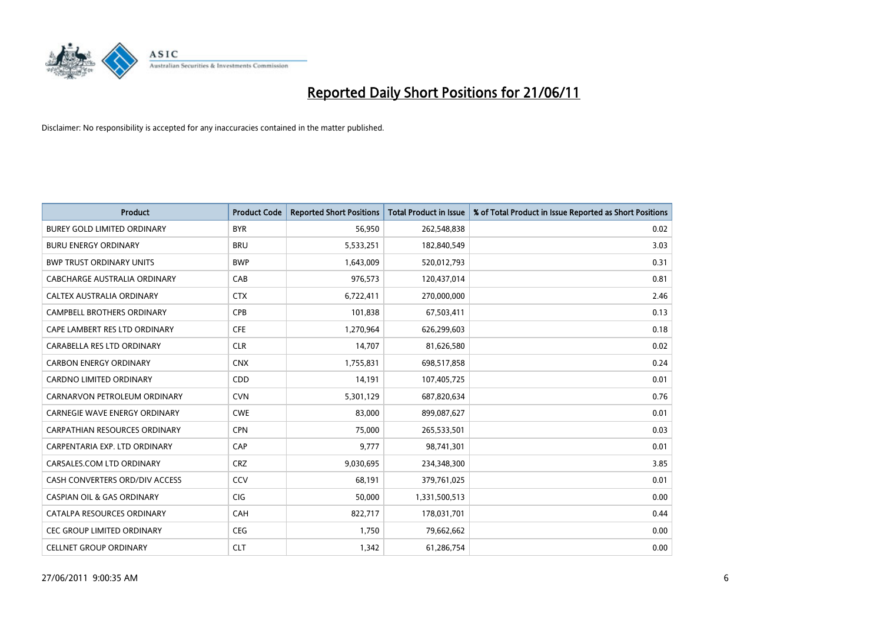# Reported Daily Short Positions for 21/06/11

Disclaimer: No responsibility is accepted for any inaccuracies contained in the matter published.

| Product | Product Code | Reported Short Positions | Total Product in Issue | % of Total Product in Issue Reported as Short Positions |
|---|---|---|---|---|
| BUREY GOLD LIMITED ORDINARY | BYR | 56,950 | 262,548,838 | 0.02 |
| BURU ENERGY ORDINARY | BRU | 5,533,251 | 182,840,549 | 3.03 |
| BWP TRUST ORDINARY UNITS | BWP | 1,643,009 | 520,012,793 | 0.31 |
| CABCHARGE AUSTRALIA ORDINARY | CAB | 976,573 | 120,437,014 | 0.81 |
| CALTEX AUSTRALIA ORDINARY | CTX | 6,722,411 | 270,000,000 | 2.46 |
| CAMPBELL BROTHERS ORDINARY | CPB | 101,838 | 67,503,411 | 0.13 |
| CAPE LAMBERT RES LTD ORDINARY | CFE | 1,270,964 | 626,299,603 | 0.18 |
| CARABELLA RES LTD ORDINARY | CLR | 14,707 | 81,626,580 | 0.02 |
| CARBON ENERGY ORDINARY | CNX | 1,755,831 | 698,517,858 | 0.24 |
| CARDNO LIMITED ORDINARY | CDD | 14,191 | 107,405,725 | 0.01 |
| CARNARVON PETROLEUM ORDINARY | CVN | 5,301,129 | 687,820,634 | 0.76 |
| CARNEGIE WAVE ENERGY ORDINARY | CWE | 83,000 | 899,087,627 | 0.01 |
| CARPATHIAN RESOURCES ORDINARY | CPN | 75,000 | 265,533,501 | 0.03 |
| CARPENTARIA EXP. LTD ORDINARY | CAP | 9,777 | 98,741,301 | 0.01 |
| CARSALES.COM LTD ORDINARY | CRZ | 9,030,695 | 234,348,300 | 3.85 |
| CASH CONVERTERS ORD/DIV ACCESS | CCV | 68,191 | 379,761,025 | 0.01 |
| CASPIAN OIL & GAS ORDINARY | CIG | 50,000 | 1,331,500,513 | 0.00 |
| CATALPA RESOURCES ORDINARY | CAH | 822,717 | 178,031,701 | 0.44 |
| CEC GROUP LIMITED ORDINARY | CEG | 1,750 | 79,662,662 | 0.00 |
| CELLNET GROUP ORDINARY | CLT | 1,342 | 61,286,754 | 0.00 |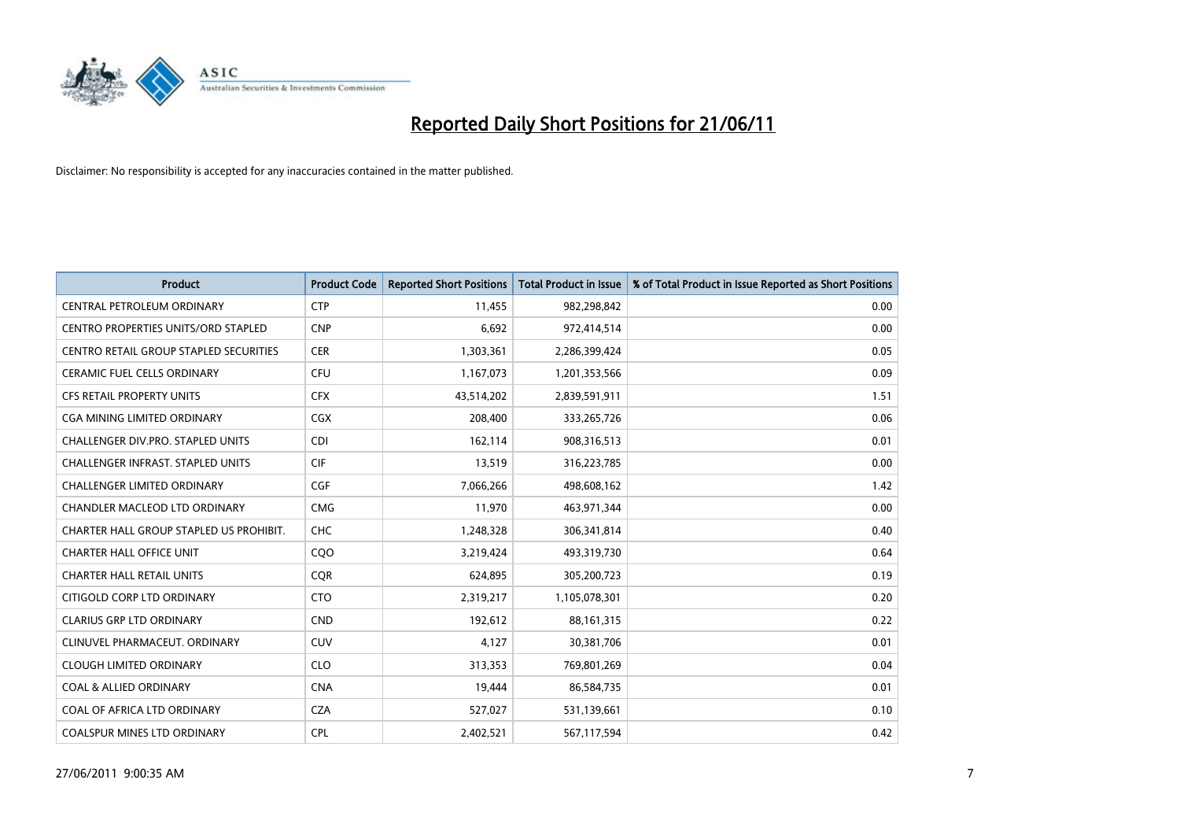# Reported Daily Short Positions for 21/06/11

Disclaimer: No responsibility is accepted for any inaccuracies contained in the matter published.

| Product | Product Code | Reported Short Positions | Total Product in Issue | % of Total Product in Issue Reported as Short Positions |
|---|---|---|---|---|
| CENTRAL PETROLEUM ORDINARY | CTP | 11,455 | 982,298,842 | 0.00 |
| CENTRO PROPERTIES UNITS/ORD STAPLED | CNP | 6,692 | 972,414,514 | 0.00 |
| CENTRO RETAIL GROUP STAPLED SECURITIES | CER | 1,303,361 | 2,286,399,424 | 0.05 |
| CERAMIC FUEL CELLS ORDINARY | CFU | 1,167,073 | 1,201,353,566 | 0.09 |
| CFS RETAIL PROPERTY UNITS | CFX | 43,514,202 | 2,839,591,911 | 1.51 |
| CGA MINING LIMITED ORDINARY | CGX | 208,400 | 333,265,726 | 0.06 |
| CHALLENGER DIV.PRO. STAPLED UNITS | CDI | 162,114 | 908,316,513 | 0.01 |
| CHALLENGER INFRAST. STAPLED UNITS | CIF | 13,519 | 316,223,785 | 0.00 |
| CHALLENGER LIMITED ORDINARY | CGF | 7,066,266 | 498,608,162 | 1.42 |
| CHANDLER MACLEOD LTD ORDINARY | CMG | 11,970 | 463,971,344 | 0.00 |
| CHARTER HALL GROUP STAPLED US PROHIBIT. | CHC | 1,248,328 | 306,341,814 | 0.40 |
| CHARTER HALL OFFICE UNIT | CQO | 3,219,424 | 493,319,730 | 0.64 |
| CHARTER HALL RETAIL UNITS | CQR | 624,895 | 305,200,723 | 0.19 |
| CITIGOLD CORP LTD ORDINARY | CTO | 2,319,217 | 1,105,078,301 | 0.20 |
| CLARIUS GRP LTD ORDINARY | CND | 192,612 | 88,161,315 | 0.22 |
| CLINUVEL PHARMACEUT. ORDINARY | CUV | 4,127 | 30,381,706 | 0.01 |
| CLOUGH LIMITED ORDINARY | CLO | 313,353 | 769,801,269 | 0.04 |
| COAL & ALLIED ORDINARY | CNA | 19,444 | 86,584,735 | 0.01 |
| COAL OF AFRICA LTD ORDINARY | CZA | 527,027 | 531,139,661 | 0.10 |
| COALSPUR MINES LTD ORDINARY | CPL | 2,402,521 | 567,117,594 | 0.42 |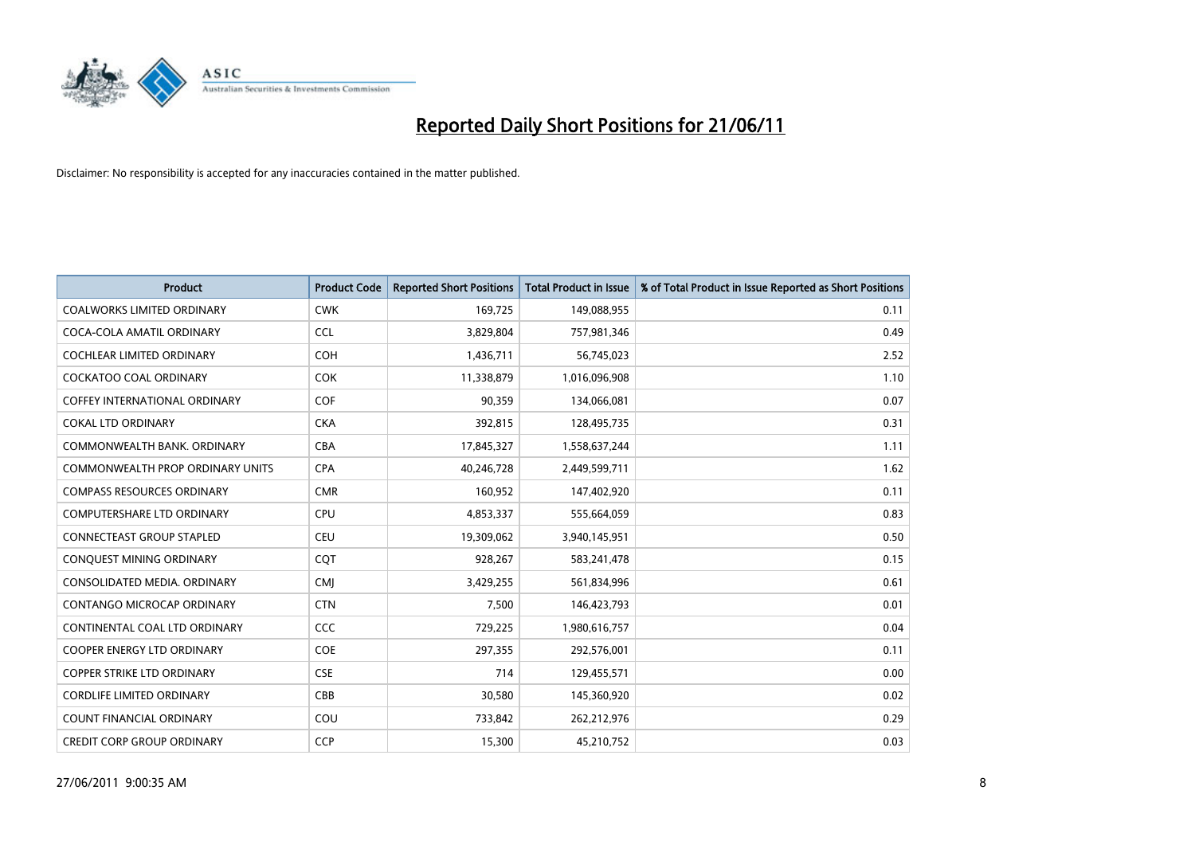# Reported Daily Short Positions for 21/06/11

Disclaimer: No responsibility is accepted for any inaccuracies contained in the matter published.

| Product | Product Code | Reported Short Positions | Total Product in Issue | % of Total Product in Issue Reported as Short Positions |
|---|---|---|---|---|
| COALWORKS LIMITED ORDINARY | CWK | 169,725 | 149,088,955 | 0.11 |
| COCA-COLA AMATIL ORDINARY | CCL | 3,829,804 | 757,981,346 | 0.49 |
| COCHLEAR LIMITED ORDINARY | COH | 1,436,711 | 56,745,023 | 2.52 |
| COCKATOO COAL ORDINARY | COK | 11,338,879 | 1,016,096,908 | 1.10 |
| COFFEY INTERNATIONAL ORDINARY | COF | 90,359 | 134,066,081 | 0.07 |
| COKAL LTD ORDINARY | CKA | 392,815 | 128,495,735 | 0.31 |
| COMMONWEALTH BANK. ORDINARY | CBA | 17,845,327 | 1,558,637,244 | 1.11 |
| COMMONWEALTH PROP ORDINARY UNITS | CPA | 40,246,728 | 2,449,599,711 | 1.62 |
| COMPASS RESOURCES ORDINARY | CMR | 160,952 | 147,402,920 | 0.11 |
| COMPUTERSHARE LTD ORDINARY | CPU | 4,853,337 | 555,664,059 | 0.83 |
| CONNECTEAST GROUP STAPLED | CEU | 19,309,062 | 3,940,145,951 | 0.50 |
| CONQUEST MINING ORDINARY | CQT | 928,267 | 583,241,478 | 0.15 |
| CONSOLIDATED MEDIA. ORDINARY | CMJ | 3,429,255 | 561,834,996 | 0.61 |
| CONTANGO MICROCAP ORDINARY | CTN | 7,500 | 146,423,793 | 0.01 |
| CONTINENTAL COAL LTD ORDINARY | CCC | 729,225 | 1,980,616,757 | 0.04 |
| COOPER ENERGY LTD ORDINARY | COE | 297,355 | 292,576,001 | 0.11 |
| COPPER STRIKE LTD ORDINARY | CSE | 714 | 129,455,571 | 0.00 |
| CORDLIFE LIMITED ORDINARY | CBB | 30,580 | 145,360,920 | 0.02 |
| COUNT FINANCIAL ORDINARY | COU | 733,842 | 262,212,976 | 0.29 |
| CREDIT CORP GROUP ORDINARY | CCP | 15,300 | 45,210,752 | 0.03 |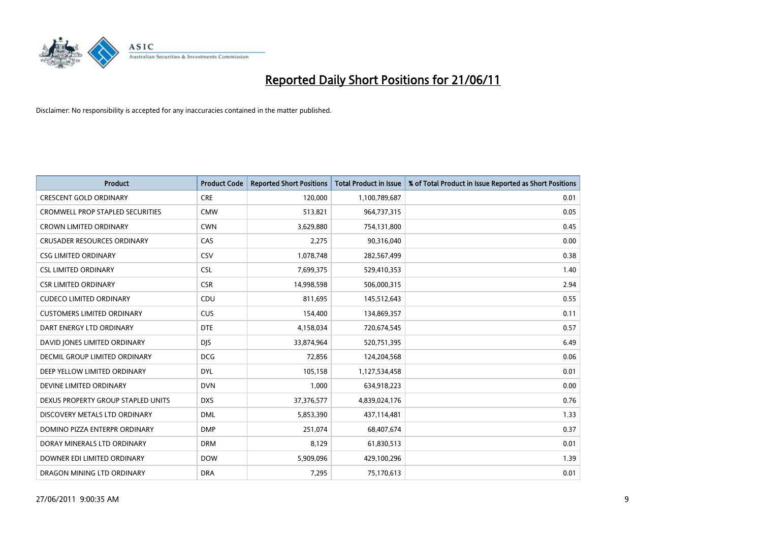# Reported Daily Short Positions for 21/06/11

Disclaimer: No responsibility is accepted for any inaccuracies contained in the matter published.

| Product | Product Code | Reported Short Positions | Total Product in Issue | % of Total Product in Issue Reported as Short Positions |
|---|---|---|---|---|
| CRESCENT GOLD ORDINARY | CRE | 120,000 | 1,100,789,687 | 0.01 |
| CROMWELL PROP STAPLED SECURITIES | CMW | 513,821 | 964,737,315 | 0.05 |
| CROWN LIMITED ORDINARY | CWN | 3,629,880 | 754,131,800 | 0.45 |
| CRUSADER RESOURCES ORDINARY | CAS | 2,275 | 90,316,040 | 0.00 |
| CSG LIMITED ORDINARY | CSV | 1,078,748 | 282,567,499 | 0.38 |
| CSL LIMITED ORDINARY | CSL | 7,699,375 | 529,410,353 | 1.40 |
| CSR LIMITED ORDINARY | CSR | 14,998,598 | 506,000,315 | 2.94 |
| CUDECO LIMITED ORDINARY | CDU | 811,695 | 145,512,643 | 0.55 |
| CUSTOMERS LIMITED ORDINARY | CUS | 154,400 | 134,869,357 | 0.11 |
| DART ENERGY LTD ORDINARY | DTE | 4,158,034 | 720,674,545 | 0.57 |
| DAVID JONES LIMITED ORDINARY | DJS | 33,874,964 | 520,751,395 | 6.49 |
| DECMIL GROUP LIMITED ORDINARY | DCG | 72,856 | 124,204,568 | 0.06 |
| DEEP YELLOW LIMITED ORDINARY | DYL | 105,158 | 1,127,534,458 | 0.01 |
| DEVINE LIMITED ORDINARY | DVN | 1,000 | 634,918,223 | 0.00 |
| DEXUS PROPERTY GROUP STAPLED UNITS | DXS | 37,376,577 | 4,839,024,176 | 0.76 |
| DISCOVERY METALS LTD ORDINARY | DML | 5,853,390 | 437,114,481 | 1.33 |
| DOMINO PIZZA ENTERPR ORDINARY | DMP | 251,074 | 68,407,674 | 0.37 |
| DORAY MINERALS LTD ORDINARY | DRM | 8,129 | 61,830,513 | 0.01 |
| DOWNER EDI LIMITED ORDINARY | DOW | 5,909,096 | 429,100,296 | 1.39 |
| DRAGON MINING LTD ORDINARY | DRA | 7,295 | 75,170,613 | 0.01 |

27/06/2011 9:00:35 AM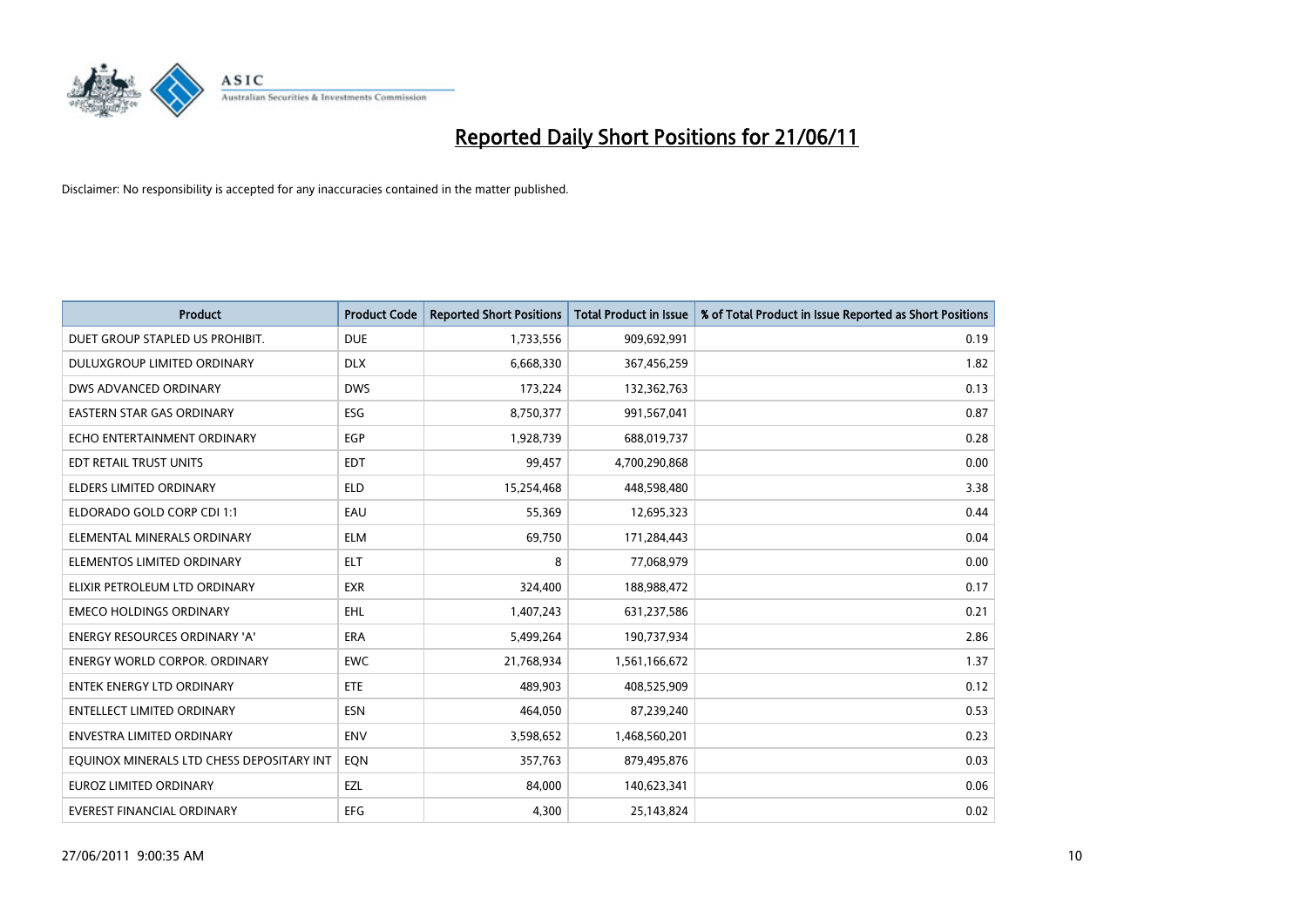# Reported Daily Short Positions for 21/06/11

Disclaimer: No responsibility is accepted for any inaccuracies contained in the matter published.

| Product | Product Code | Reported Short Positions | Total Product in Issue | % of Total Product in Issue Reported as Short Positions |
|---|---|---|---|---|
| DUET GROUP STAPLED US PROHIBIT. | DUE | 1,733,556 | 909,692,991 | 0.19 |
| DULUXGROUP LIMITED ORDINARY | DLX | 6,668,330 | 367,456,259 | 1.82 |
| DWS ADVANCED ORDINARY | DWS | 173,224 | 132,362,763 | 0.13 |
| EASTERN STAR GAS ORDINARY | ESG | 8,750,377 | 991,567,041 | 0.87 |
| ECHO ENTERTAINMENT ORDINARY | EGP | 1,928,739 | 688,019,737 | 0.28 |
| EDT RETAIL TRUST UNITS | EDT | 99,457 | 4,700,290,868 | 0.00 |
| ELDERS LIMITED ORDINARY | ELD | 15,254,468 | 448,598,480 | 3.38 |
| ELDORADO GOLD CORP CDI 1:1 | EAU | 55,369 | 12,695,323 | 0.44 |
| ELEMENTAL MINERALS ORDINARY | ELM | 69,750 | 171,284,443 | 0.04 |
| ELEMENTOS LIMITED ORDINARY | ELT | 8 | 77,068,979 | 0.00 |
| ELIXIR PETROLEUM LTD ORDINARY | EXR | 324,400 | 188,988,472 | 0.17 |
| EMECO HOLDINGS ORDINARY | EHL | 1,407,243 | 631,237,586 | 0.21 |
| ENERGY RESOURCES ORDINARY 'A' | ERA | 5,499,264 | 190,737,934 | 2.86 |
| ENERGY WORLD CORPOR. ORDINARY | EWC | 21,768,934 | 1,561,166,672 | 1.37 |
| ENTEK ENERGY LTD ORDINARY | ETE | 489,903 | 408,525,909 | 0.12 |
| ENTELLECT LIMITED ORDINARY | ESN | 464,050 | 87,239,240 | 0.53 |
| ENVESTRA LIMITED ORDINARY | ENV | 3,598,652 | 1,468,560,201 | 0.23 |
| EQUINOX MINERALS LTD CHESS DEPOSITARY INT | EQN | 357,763 | 879,495,876 | 0.03 |
| EUROZ LIMITED ORDINARY | EZL | 84,000 | 140,623,341 | 0.06 |
| EVEREST FINANCIAL ORDINARY | EFG | 4,300 | 25,143,824 | 0.02 |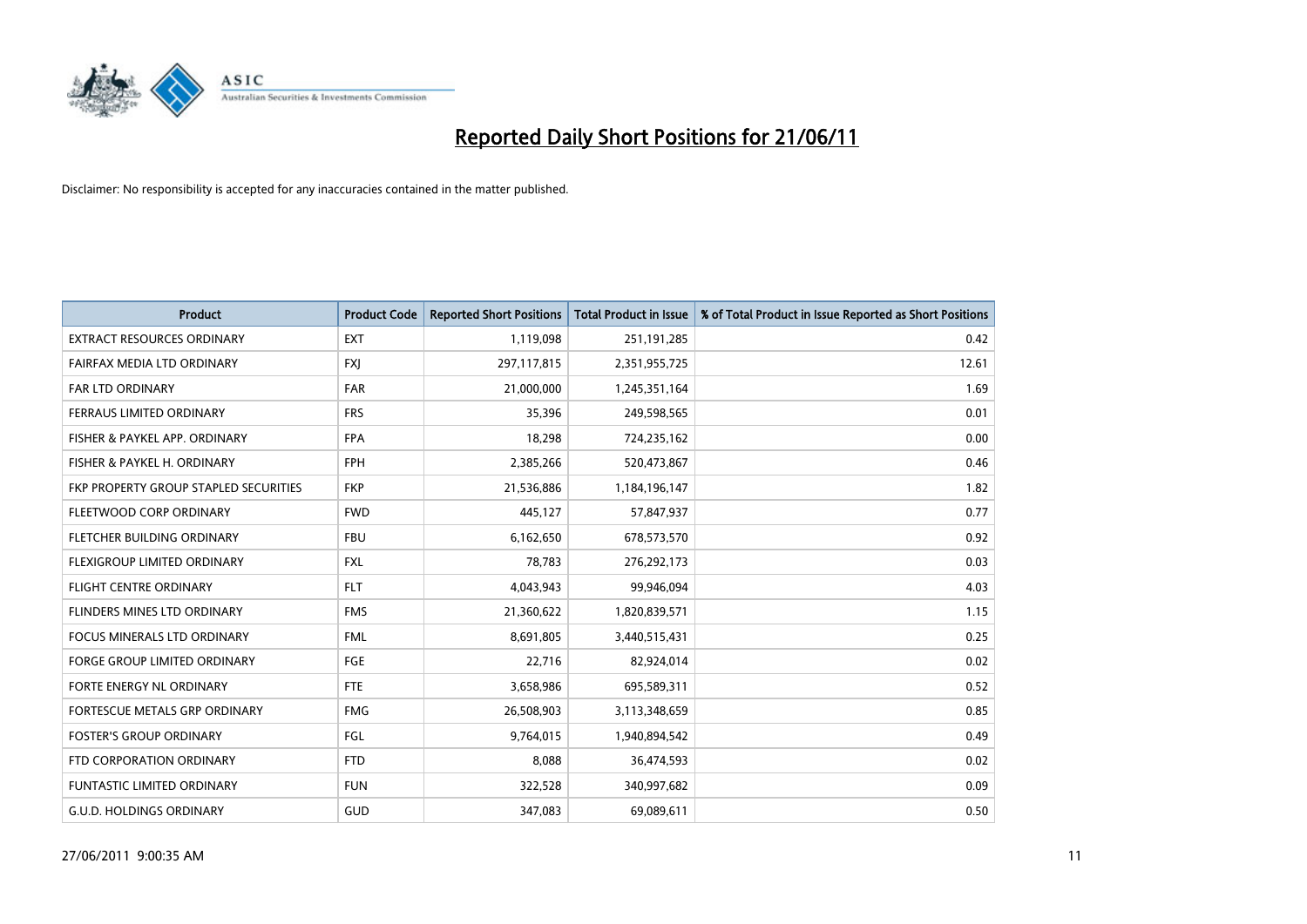# Reported Daily Short Positions for 21/06/11

Disclaimer: No responsibility is accepted for any inaccuracies contained in the matter published.

| Product | Product Code | Reported Short Positions | Total Product in Issue | % of Total Product in Issue Reported as Short Positions |
|---|---|---|---|---|
| EXTRACT RESOURCES ORDINARY | EXT | 1,119,098 | 251,191,285 | 0.42 |
| FAIRFAX MEDIA LTD ORDINARY | FXJ | 297,117,815 | 2,351,955,725 | 12.61 |
| FAR LTD ORDINARY | FAR | 21,000,000 | 1,245,351,164 | 1.69 |
| FERRAUS LIMITED ORDINARY | FRS | 35,396 | 249,598,565 | 0.01 |
| FISHER & PAYKEL APP. ORDINARY | FPA | 18,298 | 724,235,162 | 0.00 |
| FISHER & PAYKEL H. ORDINARY | FPH | 2,385,266 | 520,473,867 | 0.46 |
| FKP PROPERTY GROUP STAPLED SECURITIES | FKP | 21,536,886 | 1,184,196,147 | 1.82 |
| FLEETWOOD CORP ORDINARY | FWD | 445,127 | 57,847,937 | 0.77 |
| FLETCHER BUILDING ORDINARY | FBU | 6,162,650 | 678,573,570 | 0.92 |
| FLEXIGROUP LIMITED ORDINARY | FXL | 78,783 | 276,292,173 | 0.03 |
| FLIGHT CENTRE ORDINARY | FLT | 4,043,943 | 99,946,094 | 4.03 |
| FLINDERS MINES LTD ORDINARY | FMS | 21,360,622 | 1,820,839,571 | 1.15 |
| FOCUS MINERALS LTD ORDINARY | FML | 8,691,805 | 3,440,515,431 | 0.25 |
| FORGE GROUP LIMITED ORDINARY | FGE | 22,716 | 82,924,014 | 0.02 |
| FORTE ENERGY NL ORDINARY | FTE | 3,658,986 | 695,589,311 | 0.52 |
| FORTESCUE METALS GRP ORDINARY | FMG | 26,508,903 | 3,113,348,659 | 0.85 |
| FOSTER'S GROUP ORDINARY | FGL | 9,764,015 | 1,940,894,542 | 0.49 |
| FTD CORPORATION ORDINARY | FTD | 8,088 | 36,474,593 | 0.02 |
| FUNTASTIC LIMITED ORDINARY | FUN | 322,528 | 340,997,682 | 0.09 |
| G.U.D. HOLDINGS ORDINARY | GUD | 347,083 | 69,089,611 | 0.50 |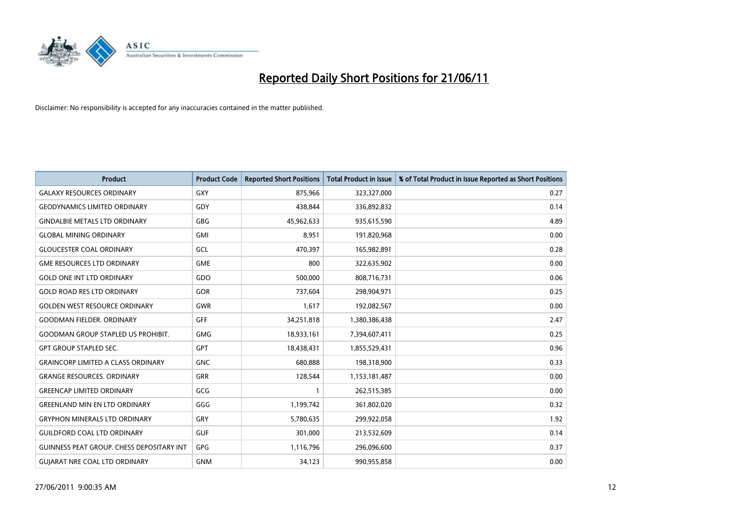# Reported Daily Short Positions for 21/06/11

Disclaimer: No responsibility is accepted for any inaccuracies contained in the matter published.

| Product | Product Code | Reported Short Positions | Total Product in Issue | % of Total Product in Issue Reported as Short Positions |
|---|---|---|---|---|
| GALAXY RESOURCES ORDINARY | GXY | 875,966 | 323,327,000 | 0.27 |
| GEODYNAMICS LIMITED ORDINARY | GDY | 438,844 | 336,892,832 | 0.14 |
| GINDALBIE METALS LTD ORDINARY | GBG | 45,962,633 | 935,615,590 | 4.89 |
| GLOBAL MINING ORDINARY | GMI | 8,951 | 191,820,968 | 0.00 |
| GLOUCESTER COAL ORDINARY | GCL | 470,397 | 165,982,891 | 0.28 |
| GME RESOURCES LTD ORDINARY | GME | 800 | 322,635,902 | 0.00 |
| GOLD ONE INT LTD ORDINARY | GDO | 500,000 | 808,716,731 | 0.06 |
| GOLD ROAD RES LTD ORDINARY | GOR | 737,604 | 298,904,971 | 0.25 |
| GOLDEN WEST RESOURCE ORDINARY | GWR | 1,617 | 192,082,567 | 0.00 |
| GOODMAN FIELDER. ORDINARY | GFF | 34,251,818 | 1,380,386,438 | 2.47 |
| GOODMAN GROUP STAPLED US PROHIBIT. | GMG | 18,933,161 | 7,394,607,411 | 0.25 |
| GPT GROUP STAPLED SEC. | GPT | 18,438,431 | 1,855,529,431 | 0.96 |
| GRAINCORP LIMITED A CLASS ORDINARY | GNC | 680,888 | 198,318,900 | 0.33 |
| GRANGE RESOURCES. ORDINARY | GRR | 128,544 | 1,153,181,487 | 0.00 |
| GREENCAP LIMITED ORDINARY | GCG | 1 | 262,515,385 | 0.00 |
| GREENLAND MIN EN LTD ORDINARY | GGG | 1,199,742 | 361,802,020 | 0.32 |
| GRYPHON MINERALS LTD ORDINARY | GRY | 5,780,635 | 299,922,058 | 1.92 |
| GUILDFORD COAL LTD ORDINARY | GUF | 301,000 | 213,532,609 | 0.14 |
| GUINNESS PEAT GROUP. CHESS DEPOSITARY INT | GPG | 1,116,796 | 296,096,600 | 0.37 |
| GUJARAT NRE COAL LTD ORDINARY | GNM | 34,123 | 990,955,858 | 0.00 |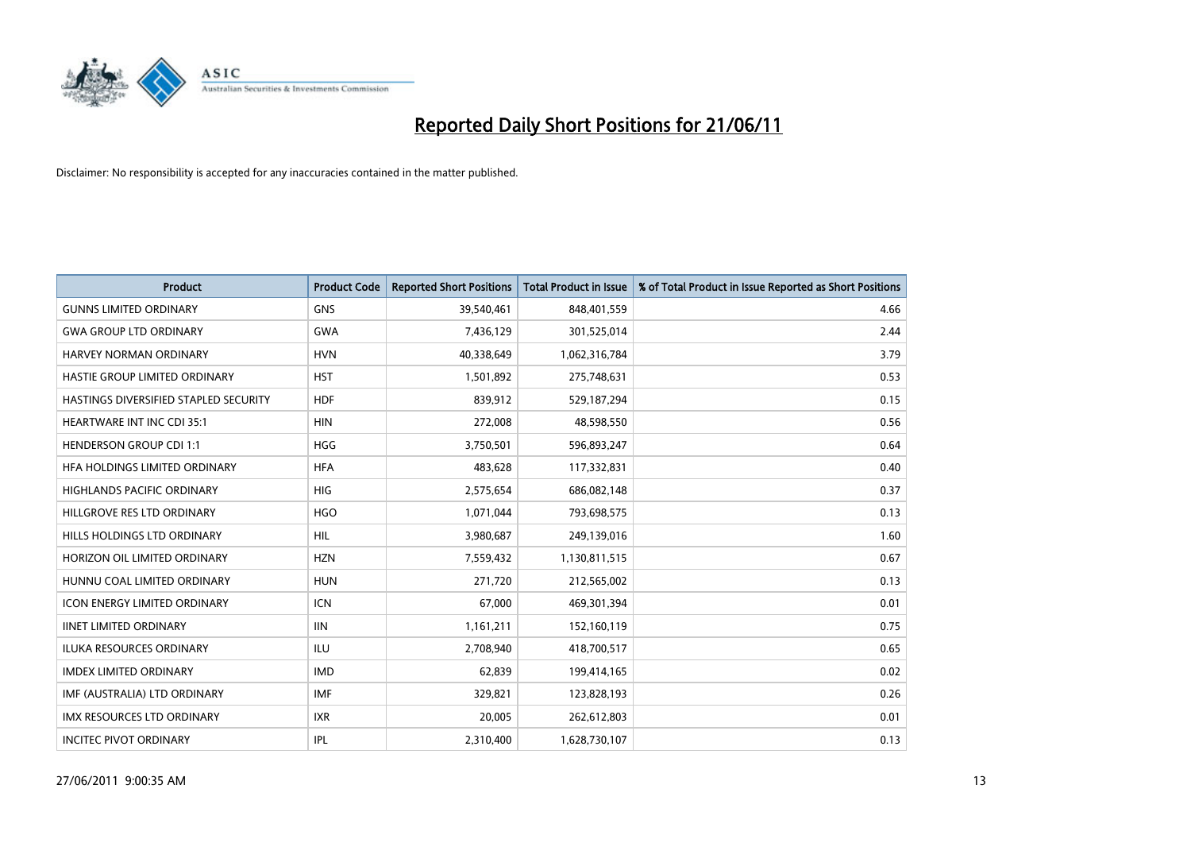# Reported Daily Short Positions for 21/06/11

Disclaimer: No responsibility is accepted for any inaccuracies contained in the matter published.

| Product | Product Code | Reported Short Positions | Total Product in Issue | % of Total Product in Issue Reported as Short Positions |
|---|---|---|---|---|
| GUNNS LIMITED ORDINARY | GNS | 39,540,461 | 848,401,559 | 4.66 |
| GWA GROUP LTD ORDINARY | GWA | 7,436,129 | 301,525,014 | 2.44 |
| HARVEY NORMAN ORDINARY | HVN | 40,338,649 | 1,062,316,784 | 3.79 |
| HASTIE GROUP LIMITED ORDINARY | HST | 1,501,892 | 275,748,631 | 0.53 |
| HASTINGS DIVERSIFIED STAPLED SECURITY | HDF | 839,912 | 529,187,294 | 0.15 |
| HEARTWARE INT INC CDI 35:1 | HIN | 272,008 | 48,598,550 | 0.56 |
| HENDERSON GROUP CDI 1:1 | HGG | 3,750,501 | 596,893,247 | 0.64 |
| HFA HOLDINGS LIMITED ORDINARY | HFA | 483,628 | 117,332,831 | 0.40 |
| HIGHLANDS PACIFIC ORDINARY | HIG | 2,575,654 | 686,082,148 | 0.37 |
| HILLGROVE RES LTD ORDINARY | HGO | 1,071,044 | 793,698,575 | 0.13 |
| HILLS HOLDINGS LTD ORDINARY | HIL | 3,980,687 | 249,139,016 | 1.60 |
| HORIZON OIL LIMITED ORDINARY | HZN | 7,559,432 | 1,130,811,515 | 0.67 |
| HUNNU COAL LIMITED ORDINARY | HUN | 271,720 | 212,565,002 | 0.13 |
| ICON ENERGY LIMITED ORDINARY | ICN | 67,000 | 469,301,394 | 0.01 |
| IINET LIMITED ORDINARY | IIN | 1,161,211 | 152,160,119 | 0.75 |
| ILUKA RESOURCES ORDINARY | ILU | 2,708,940 | 418,700,517 | 0.65 |
| IMDEX LIMITED ORDINARY | IMD | 62,839 | 199,414,165 | 0.02 |
| IMF (AUSTRALIA) LTD ORDINARY | IMF | 329,821 | 123,828,193 | 0.26 |
| IMX RESOURCES LTD ORDINARY | IXR | 20,005 | 262,612,803 | 0.01 |
| INCITEC PIVOT ORDINARY | IPL | 2,310,400 | 1,628,730,107 | 0.13 |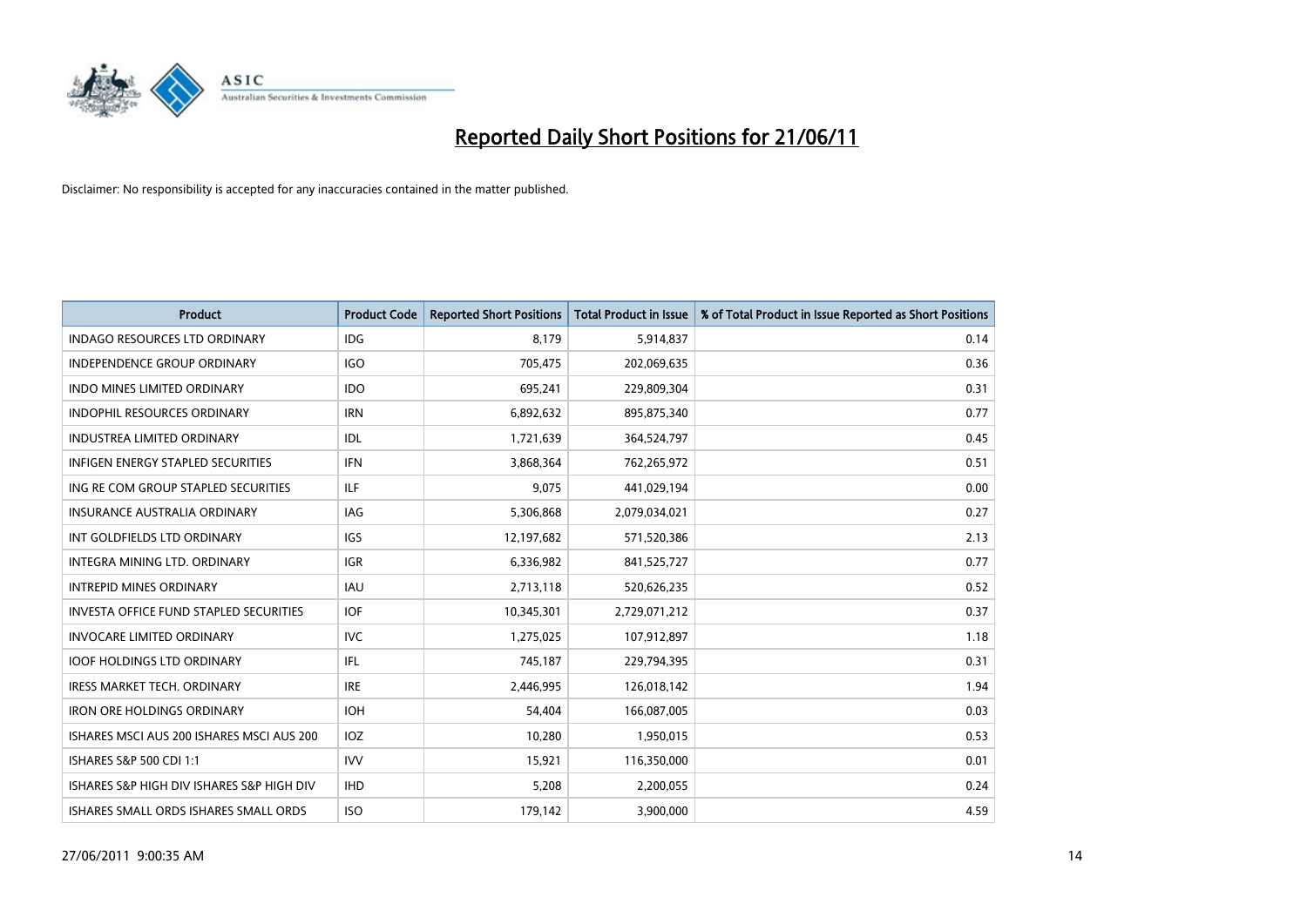# Reported Daily Short Positions for 21/06/11

Disclaimer: No responsibility is accepted for any inaccuracies contained in the matter published.

| Product | Product Code | Reported Short Positions | Total Product in Issue | % of Total Product in Issue Reported as Short Positions |
|---|---|---|---|---|
| INDAGO RESOURCES LTD ORDINARY | IDG | 8,179 | 5,914,837 | 0.14 |
| INDEPENDENCE GROUP ORDINARY | IGO | 705,475 | 202,069,635 | 0.36 |
| INDO MINES LIMITED ORDINARY | IDO | 695,241 | 229,809,304 | 0.31 |
| INDOPHIL RESOURCES ORDINARY | IRN | 6,892,632 | 895,875,340 | 0.77 |
| INDUSTREA LIMITED ORDINARY | IDL | 1,721,639 | 364,524,797 | 0.45 |
| INFIGEN ENERGY STAPLED SECURITIES | IFN | 3,868,364 | 762,265,972 | 0.51 |
| ING RE COM GROUP STAPLED SECURITIES | ILF | 9,075 | 441,029,194 | 0.00 |
| INSURANCE AUSTRALIA ORDINARY | IAG | 5,306,868 | 2,079,034,021 | 0.27 |
| INT GOLDFIELDS LTD ORDINARY | IGS | 12,197,682 | 571,520,386 | 2.13 |
| INTEGRA MINING LTD. ORDINARY | IGR | 6,336,982 | 841,525,727 | 0.77 |
| INTREPID MINES ORDINARY | IAU | 2,713,118 | 520,626,235 | 0.52 |
| INVESTA OFFICE FUND STAPLED SECURITIES | IOF | 10,345,301 | 2,729,071,212 | 0.37 |
| INVOCARE LIMITED ORDINARY | IVC | 1,275,025 | 107,912,897 | 1.18 |
| IOOF HOLDINGS LTD ORDINARY | IFL | 745,187 | 229,794,395 | 0.31 |
| IRESS MARKET TECH. ORDINARY | IRE | 2,446,995 | 126,018,142 | 1.94 |
| IRON ORE HOLDINGS ORDINARY | IOH | 54,404 | 166,087,005 | 0.03 |
| ISHARES MSCI AUS 200 ISHARES MSCI AUS 200 | IOZ | 10,280 | 1,950,015 | 0.53 |
| ISHARES S&P 500 CDI 1:1 | IVV | 15,921 | 116,350,000 | 0.01 |
| ISHARES S&P HIGH DIV ISHARES S&P HIGH DIV | IHD | 5,208 | 2,200,055 | 0.24 |
| ISHARES SMALL ORDS ISHARES SMALL ORDS | ISO | 179,142 | 3,900,000 | 4.59 |

27/06/2011 9:00:35 AM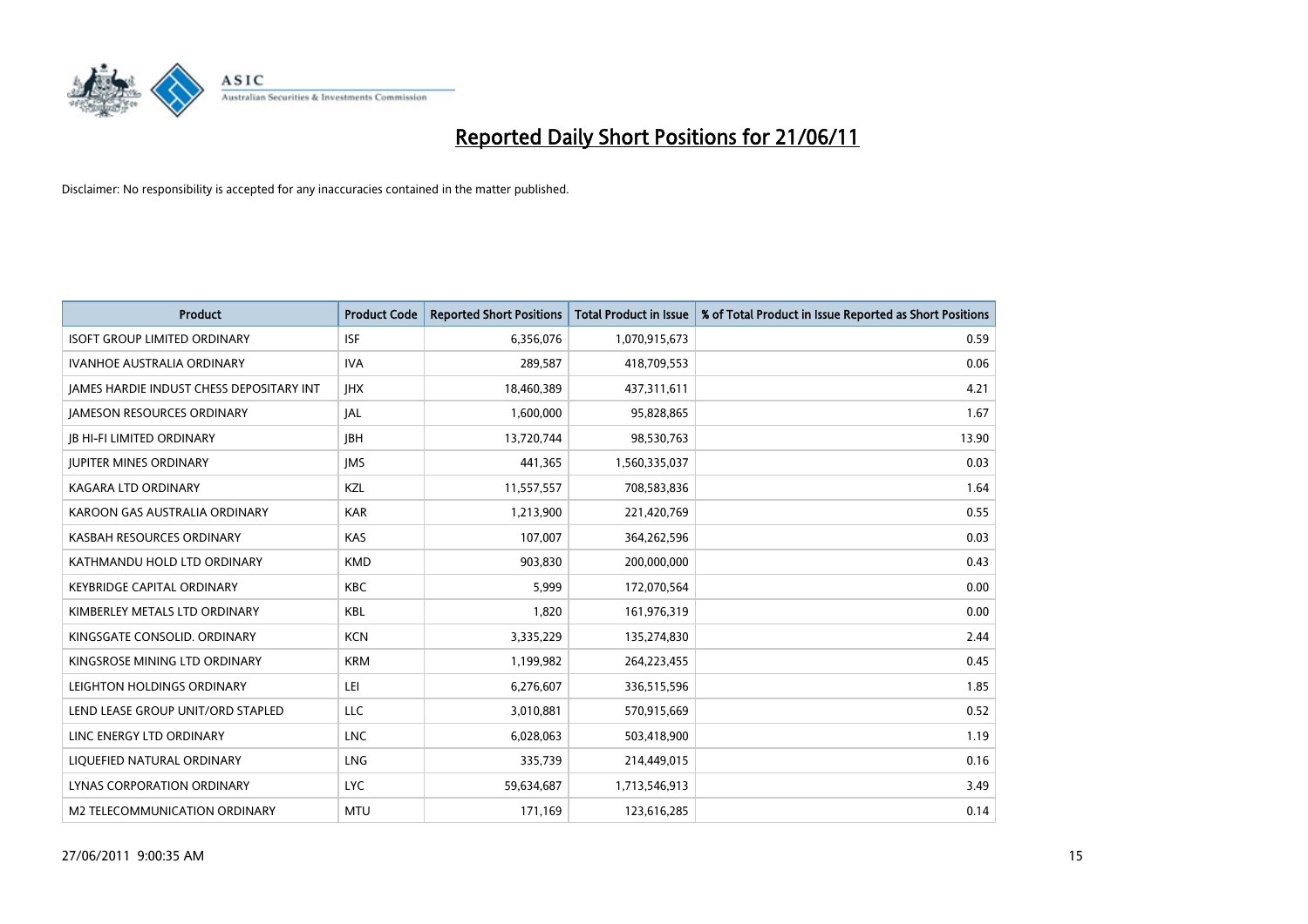# Reported Daily Short Positions for 21/06/11

Disclaimer: No responsibility is accepted for any inaccuracies contained in the matter published.

| Product | Product Code | Reported Short Positions | Total Product in Issue | % of Total Product in Issue Reported as Short Positions |
|---|---|---|---|---|
| ISOFT GROUP LIMITED ORDINARY | ISF | 6,356,076 | 1,070,915,673 | 0.59 |
| IVANHOE AUSTRALIA ORDINARY | IVA | 289,587 | 418,709,553 | 0.06 |
| JAMES HARDIE INDUST CHESS DEPOSITARY INT | JHX | 18,460,389 | 437,311,611 | 4.21 |
| JAMESON RESOURCES ORDINARY | JAL | 1,600,000 | 95,828,865 | 1.67 |
| JB HI-FI LIMITED ORDINARY | JBH | 13,720,744 | 98,530,763 | 13.90 |
| JUPITER MINES ORDINARY | JMS | 441,365 | 1,560,335,037 | 0.03 |
| KAGARA LTD ORDINARY | KZL | 11,557,557 | 708,583,836 | 1.64 |
| KAROON GAS AUSTRALIA ORDINARY | KAR | 1,213,900 | 221,420,769 | 0.55 |
| KASBAH RESOURCES ORDINARY | KAS | 107,007 | 364,262,596 | 0.03 |
| KATHMANDU HOLD LTD ORDINARY | KMD | 903,830 | 200,000,000 | 0.43 |
| KEYBRIDGE CAPITAL ORDINARY | KBC | 5,999 | 172,070,564 | 0.00 |
| KIMBERLEY METALS LTD ORDINARY | KBL | 1,820 | 161,976,319 | 0.00 |
| KINGSGATE CONSOLID. ORDINARY | KCN | 3,335,229 | 135,274,830 | 2.44 |
| KINGSROSE MINING LTD ORDINARY | KRM | 1,199,982 | 264,223,455 | 0.45 |
| LEIGHTON HOLDINGS ORDINARY | LEI | 6,276,607 | 336,515,596 | 1.85 |
| LEND LEASE GROUP UNIT/ORD STAPLED | LLC | 3,010,881 | 570,915,669 | 0.52 |
| LINC ENERGY LTD ORDINARY | LNC | 6,028,063 | 503,418,900 | 1.19 |
| LIQUEFIED NATURAL ORDINARY | LNG | 335,739 | 214,449,015 | 0.16 |
| LYNAS CORPORATION ORDINARY | LYC | 59,634,687 | 1,713,546,913 | 3.49 |
| M2 TELECOMMUNICATION ORDINARY | MTU | 171,169 | 123,616,285 | 0.14 |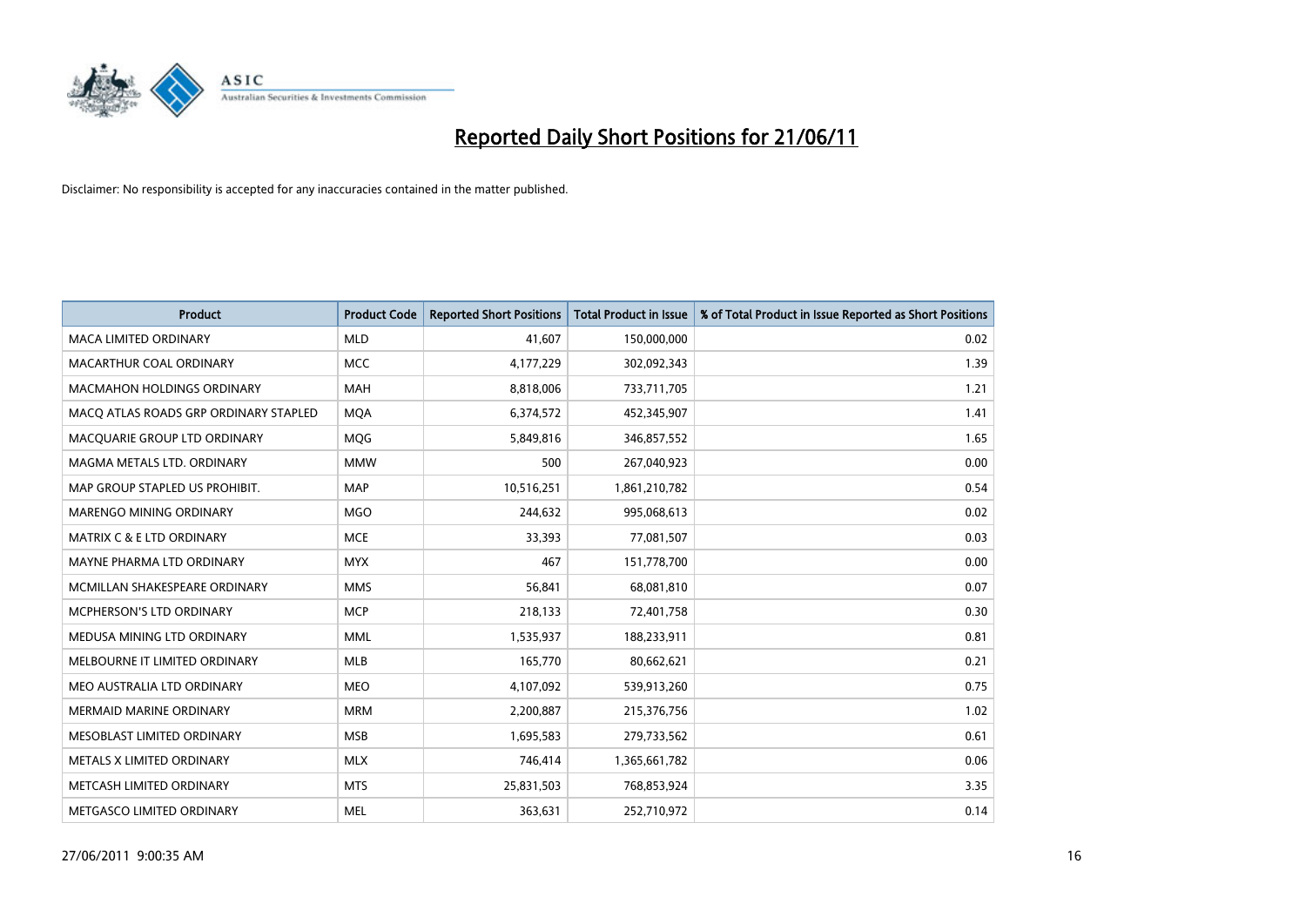# Reported Daily Short Positions for 21/06/11

Disclaimer: No responsibility is accepted for any inaccuracies contained in the matter published.

| Product | Product Code | Reported Short Positions | Total Product in Issue | % of Total Product in Issue Reported as Short Positions |
|---|---|---|---|---|
| MACA LIMITED ORDINARY | MLD | 41,607 | 150,000,000 | 0.02 |
| MACARTHUR COAL ORDINARY | MCC | 4,177,229 | 302,092,343 | 1.39 |
| MACMAHON HOLDINGS ORDINARY | MAH | 8,818,006 | 733,711,705 | 1.21 |
| MACQ ATLAS ROADS GRP ORDINARY STAPLED | MQA | 6,374,572 | 452,345,907 | 1.41 |
| MACQUARIE GROUP LTD ORDINARY | MQG | 5,849,816 | 346,857,552 | 1.65 |
| MAGMA METALS LTD. ORDINARY | MMW | 500 | 267,040,923 | 0.00 |
| MAP GROUP STAPLED US PROHIBIT. | MAP | 10,516,251 | 1,861,210,782 | 0.54 |
| MARENGO MINING ORDINARY | MGO | 244,632 | 995,068,613 | 0.02 |
| MATRIX C & E LTD ORDINARY | MCE | 33,393 | 77,081,507 | 0.03 |
| MAYNE PHARMA LTD ORDINARY | MYX | 467 | 151,778,700 | 0.00 |
| MCMILLAN SHAKESPEARE ORDINARY | MMS | 56,841 | 68,081,810 | 0.07 |
| MCPHERSON'S LTD ORDINARY | MCP | 218,133 | 72,401,758 | 0.30 |
| MEDUSA MINING LTD ORDINARY | MML | 1,535,937 | 188,233,911 | 0.81 |
| MELBOURNE IT LIMITED ORDINARY | MLB | 165,770 | 80,662,621 | 0.21 |
| MEO AUSTRALIA LTD ORDINARY | MEO | 4,107,092 | 539,913,260 | 0.75 |
| MERMAID MARINE ORDINARY | MRM | 2,200,887 | 215,376,756 | 1.02 |
| MESOBLAST LIMITED ORDINARY | MSB | 1,695,583 | 279,733,562 | 0.61 |
| METALS X LIMITED ORDINARY | MLX | 746,414 | 1,365,661,782 | 0.06 |
| METCASH LIMITED ORDINARY | MTS | 25,831,503 | 768,853,924 | 3.35 |
| METGASCO LIMITED ORDINARY | MEL | 363,631 | 252,710,972 | 0.14 |

27/06/2011 9:00:35 AM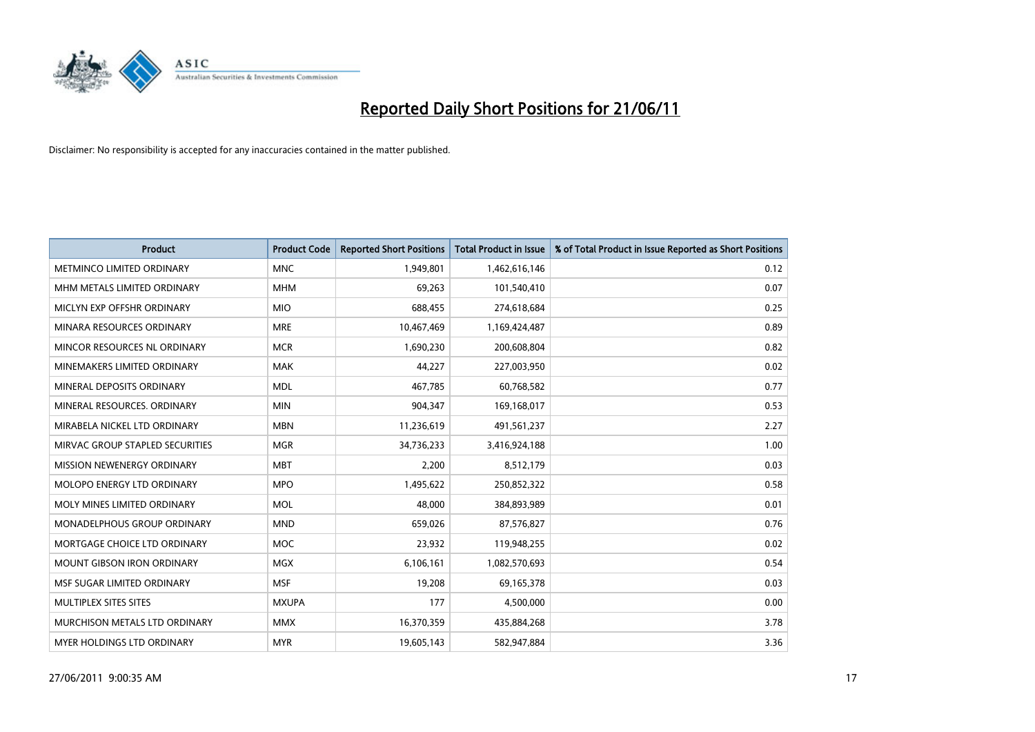# Reported Daily Short Positions for 21/06/11

Disclaimer: No responsibility is accepted for any inaccuracies contained in the matter published.

| Product | Product Code | Reported Short Positions | Total Product in Issue | % of Total Product in Issue Reported as Short Positions |
|---|---|---|---|---|
| METMINCO LIMITED ORDINARY | MNC | 1,949,801 | 1,462,616,146 | 0.12 |
| MHM METALS LIMITED ORDINARY | MHM | 69,263 | 101,540,410 | 0.07 |
| MICLYN EXP OFFSHR ORDINARY | MIO | 688,455 | 274,618,684 | 0.25 |
| MINARA RESOURCES ORDINARY | MRE | 10,467,469 | 1,169,424,487 | 0.89 |
| MINCOR RESOURCES NL ORDINARY | MCR | 1,690,230 | 200,608,804 | 0.82 |
| MINEMAKERS LIMITED ORDINARY | MAK | 44,227 | 227,003,950 | 0.02 |
| MINERAL DEPOSITS ORDINARY | MDL | 467,785 | 60,768,582 | 0.77 |
| MINERAL RESOURCES. ORDINARY | MIN | 904,347 | 169,168,017 | 0.53 |
| MIRABELA NICKEL LTD ORDINARY | MBN | 11,236,619 | 491,561,237 | 2.27 |
| MIRVAC GROUP STAPLED SECURITIES | MGR | 34,736,233 | 3,416,924,188 | 1.00 |
| MISSION NEWENERGY ORDINARY | MBT | 2,200 | 8,512,179 | 0.03 |
| MOLOPO ENERGY LTD ORDINARY | MPO | 1,495,622 | 250,852,322 | 0.58 |
| MOLY MINES LIMITED ORDINARY | MOL | 48,000 | 384,893,989 | 0.01 |
| MONADELPHOUS GROUP ORDINARY | MND | 659,026 | 87,576,827 | 0.76 |
| MORTGAGE CHOICE LTD ORDINARY | MOC | 23,932 | 119,948,255 | 0.02 |
| MOUNT GIBSON IRON ORDINARY | MGX | 6,106,161 | 1,082,570,693 | 0.54 |
| MSF SUGAR LIMITED ORDINARY | MSF | 19,208 | 69,165,378 | 0.03 |
| MULTIPLEX SITES SITES | MXUPA | 177 | 4,500,000 | 0.00 |
| MURCHISON METALS LTD ORDINARY | MMX | 16,370,359 | 435,884,268 | 3.78 |
| MYER HOLDINGS LTD ORDINARY | MYR | 19,605,143 | 582,947,884 | 3.36 |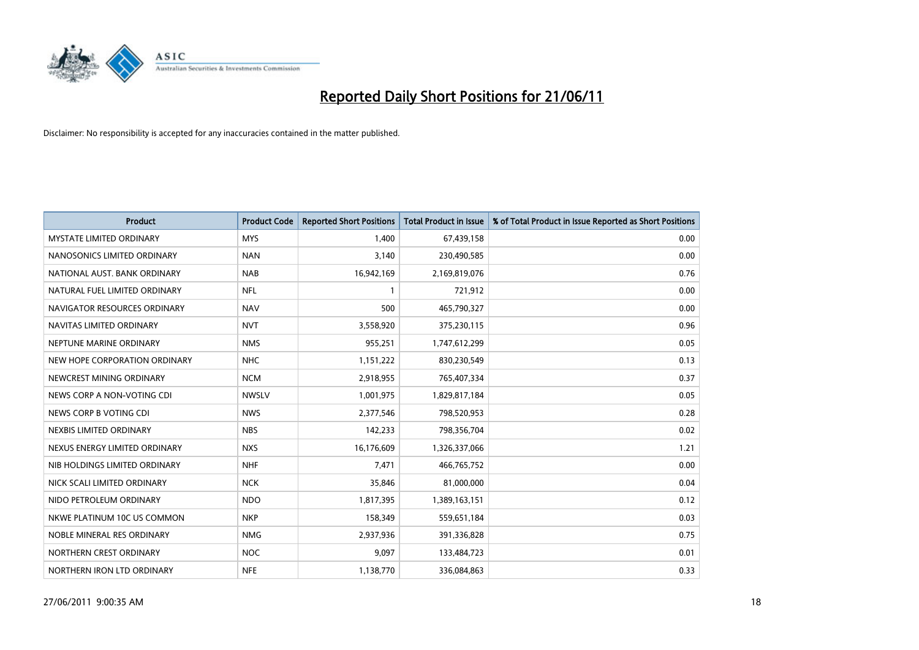# Reported Daily Short Positions for 21/06/11

Disclaimer: No responsibility is accepted for any inaccuracies contained in the matter published.

| Product | Product Code | Reported Short Positions | Total Product in Issue | % of Total Product in Issue Reported as Short Positions |
|---|---|---|---|---|
| MYSTATE LIMITED ORDINARY | MYS | 1,400 | 67,439,158 | 0.00 |
| NANOSONICS LIMITED ORDINARY | NAN | 3,140 | 230,490,585 | 0.00 |
| NATIONAL AUST. BANK ORDINARY | NAB | 16,942,169 | 2,169,819,076 | 0.76 |
| NATURAL FUEL LIMITED ORDINARY | NFL | 1 | 721,912 | 0.00 |
| NAVIGATOR RESOURCES ORDINARY | NAV | 500 | 465,790,327 | 0.00 |
| NAVITAS LIMITED ORDINARY | NVT | 3,558,920 | 375,230,115 | 0.96 |
| NEPTUNE MARINE ORDINARY | NMS | 955,251 | 1,747,612,299 | 0.05 |
| NEW HOPE CORPORATION ORDINARY | NHC | 1,151,222 | 830,230,549 | 0.13 |
| NEWCREST MINING ORDINARY | NCM | 2,918,955 | 765,407,334 | 0.37 |
| NEWS CORP A NON-VOTING CDI | NWSLV | 1,001,975 | 1,829,817,184 | 0.05 |
| NEWS CORP B VOTING CDI | NWS | 2,377,546 | 798,520,953 | 0.28 |
| NEXBIS LIMITED ORDINARY | NBS | 142,233 | 798,356,704 | 0.02 |
| NEXUS ENERGY LIMITED ORDINARY | NXS | 16,176,609 | 1,326,337,066 | 1.21 |
| NIB HOLDINGS LIMITED ORDINARY | NHF | 7,471 | 466,765,752 | 0.00 |
| NICK SCALI LIMITED ORDINARY | NCK | 35,846 | 81,000,000 | 0.04 |
| NIDO PETROLEUM ORDINARY | NDO | 1,817,395 | 1,389,163,151 | 0.12 |
| NKWE PLATINUM 10C US COMMON | NKP | 158,349 | 559,651,184 | 0.03 |
| NOBLE MINERAL RES ORDINARY | NMG | 2,937,936 | 391,336,828 | 0.75 |
| NORTHERN CREST ORDINARY | NOC | 9,097 | 133,484,723 | 0.01 |
| NORTHERN IRON LTD ORDINARY | NFE | 1,138,770 | 336,084,863 | 0.33 |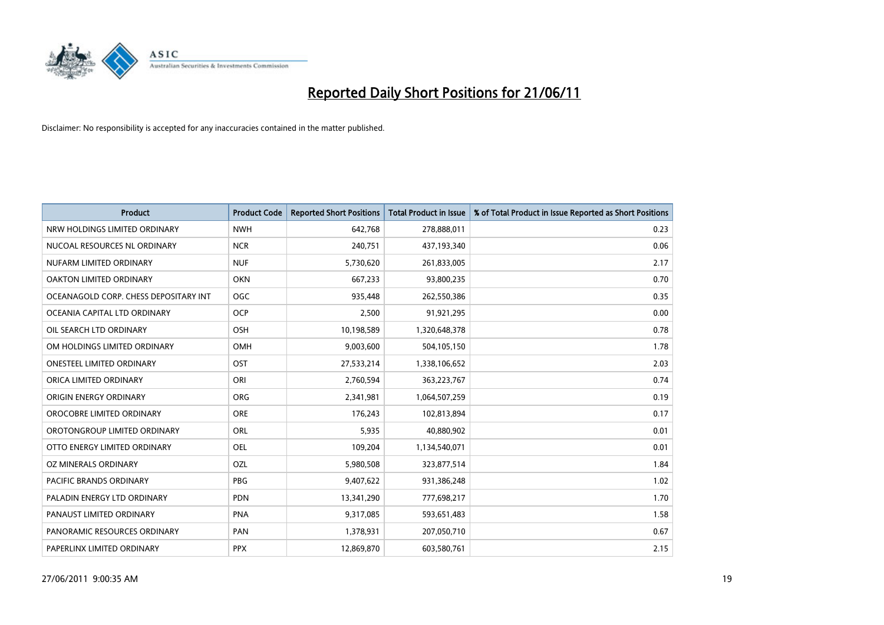# Reported Daily Short Positions for 21/06/11

Disclaimer: No responsibility is accepted for any inaccuracies contained in the matter published.

| Product | Product Code | Reported Short Positions | Total Product in Issue | % of Total Product in Issue Reported as Short Positions |
|---|---|---|---|---|
| NRW HOLDINGS LIMITED ORDINARY | NWH | 642,768 | 278,888,011 | 0.23 |
| NUCOAL RESOURCES NL ORDINARY | NCR | 240,751 | 437,193,340 | 0.06 |
| NUFARM LIMITED ORDINARY | NUF | 5,730,620 | 261,833,005 | 2.17 |
| OAKTON LIMITED ORDINARY | OKN | 667,233 | 93,800,235 | 0.70 |
| OCEANAGOLD CORP. CHESS DEPOSITARY INT | OGC | 935,448 | 262,550,386 | 0.35 |
| OCEANIA CAPITAL LTD ORDINARY | OCP | 2,500 | 91,921,295 | 0.00 |
| OIL SEARCH LTD ORDINARY | OSH | 10,198,589 | 1,320,648,378 | 0.78 |
| OM HOLDINGS LIMITED ORDINARY | OMH | 9,003,600 | 504,105,150 | 1.78 |
| ONESTEEL LIMITED ORDINARY | OST | 27,533,214 | 1,338,106,652 | 2.03 |
| ORICA LIMITED ORDINARY | ORI | 2,760,594 | 363,223,767 | 0.74 |
| ORIGIN ENERGY ORDINARY | ORG | 2,341,981 | 1,064,507,259 | 0.19 |
| OROCOBRE LIMITED ORDINARY | ORE | 176,243 | 102,813,894 | 0.17 |
| OROTONGROUP LIMITED ORDINARY | ORL | 5,935 | 40,880,902 | 0.01 |
| OTTO ENERGY LIMITED ORDINARY | OEL | 109,204 | 1,134,540,071 | 0.01 |
| OZ MINERALS ORDINARY | OZL | 5,980,508 | 323,877,514 | 1.84 |
| PACIFIC BRANDS ORDINARY | PBG | 9,407,622 | 931,386,248 | 1.02 |
| PALADIN ENERGY LTD ORDINARY | PDN | 13,341,290 | 777,698,217 | 1.70 |
| PANAUST LIMITED ORDINARY | PNA | 9,317,085 | 593,651,483 | 1.58 |
| PANORAMIC RESOURCES ORDINARY | PAN | 1,378,931 | 207,050,710 | 0.67 |
| PAPERLINX LIMITED ORDINARY | PPX | 12,869,870 | 603,580,761 | 2.15 |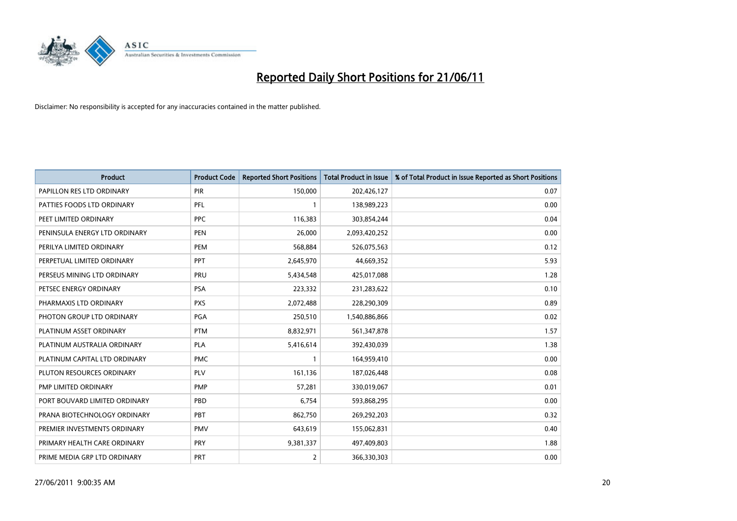# Reported Daily Short Positions for 21/06/11

Disclaimer: No responsibility is accepted for any inaccuracies contained in the matter published.

| Product | Product Code | Reported Short Positions | Total Product in Issue | % of Total Product in Issue Reported as Short Positions |
|---|---|---|---|---|
| PAPILLON RES LTD ORDINARY | PIR | 150,000 | 202,426,127 | 0.07 |
| PATTIES FOODS LTD ORDINARY | PFL | 1 | 138,989,223 | 0.00 |
| PEET LIMITED ORDINARY | PPC | 116,383 | 303,854,244 | 0.04 |
| PENINSULA ENERGY LTD ORDINARY | PEN | 26,000 | 2,093,420,252 | 0.00 |
| PERILYA LIMITED ORDINARY | PEM | 568,884 | 526,075,563 | 0.12 |
| PERPETUAL LIMITED ORDINARY | PPT | 2,645,970 | 44,669,352 | 5.93 |
| PERSEUS MINING LTD ORDINARY | PRU | 5,434,548 | 425,017,088 | 1.28 |
| PETSEC ENERGY ORDINARY | PSA | 223,332 | 231,283,622 | 0.10 |
| PHARMAXIS LTD ORDINARY | PXS | 2,072,488 | 228,290,309 | 0.89 |
| PHOTON GROUP LTD ORDINARY | PGA | 250,510 | 1,540,886,866 | 0.02 |
| PLATINUM ASSET ORDINARY | PTM | 8,832,971 | 561,347,878 | 1.57 |
| PLATINUM AUSTRALIA ORDINARY | PLA | 5,416,614 | 392,430,039 | 1.38 |
| PLATINUM CAPITAL LTD ORDINARY | PMC | 1 | 164,959,410 | 0.00 |
| PLUTON RESOURCES ORDINARY | PLV | 161,136 | 187,026,448 | 0.08 |
| PMP LIMITED ORDINARY | PMP | 57,281 | 330,019,067 | 0.01 |
| PORT BOUVARD LIMITED ORDINARY | PBD | 6,754 | 593,868,295 | 0.00 |
| PRANA BIOTECHNOLOGY ORDINARY | PBT | 862,750 | 269,292,203 | 0.32 |
| PREMIER INVESTMENTS ORDINARY | PMV | 643,619 | 155,062,831 | 0.40 |
| PRIMARY HEALTH CARE ORDINARY | PRY | 9,381,337 | 497,409,803 | 1.88 |
| PRIME MEDIA GRP LTD ORDINARY | PRT | 2 | 366,330,303 | 0.00 |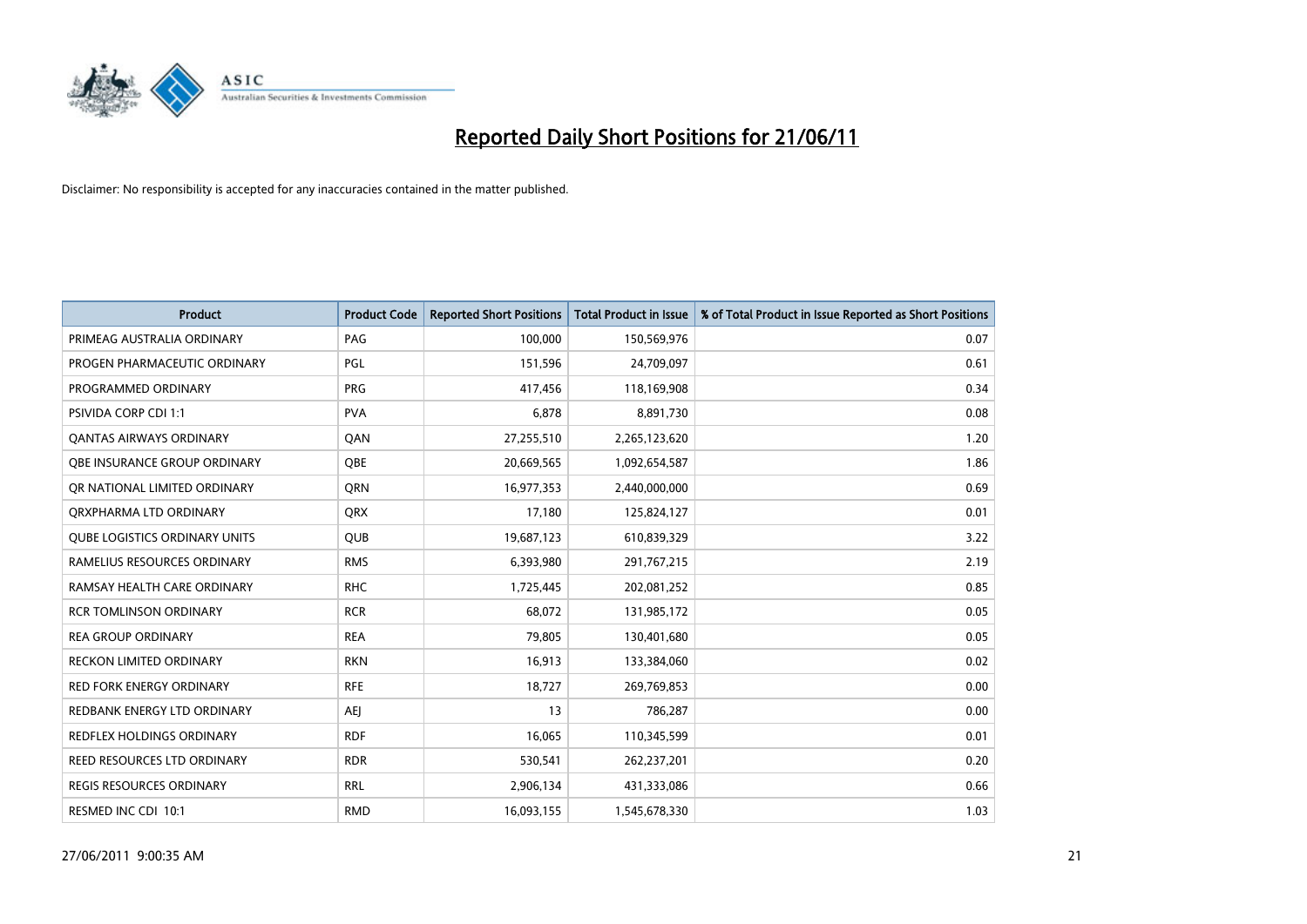# Reported Daily Short Positions for 21/06/11

Disclaimer: No responsibility is accepted for any inaccuracies contained in the matter published.

| Product | Product Code | Reported Short Positions | Total Product in Issue | % of Total Product in Issue Reported as Short Positions |
|---|---|---|---|---|
| PRIMEAG AUSTRALIA ORDINARY | PAG | 100,000 | 150,569,976 | 0.07 |
| PROGEN PHARMACEUTIC ORDINARY | PGL | 151,596 | 24,709,097 | 0.61 |
| PROGRAMMED ORDINARY | PRG | 417,456 | 118,169,908 | 0.34 |
| PSIVIDA CORP CDI 1:1 | PVA | 6,878 | 8,891,730 | 0.08 |
| QANTAS AIRWAYS ORDINARY | QAN | 27,255,510 | 2,265,123,620 | 1.20 |
| QBE INSURANCE GROUP ORDINARY | QBE | 20,669,565 | 1,092,654,587 | 1.86 |
| QR NATIONAL LIMITED ORDINARY | QRN | 16,977,353 | 2,440,000,000 | 0.69 |
| QRXPHARMA LTD ORDINARY | QRX | 17,180 | 125,824,127 | 0.01 |
| QUBE LOGISTICS ORDINARY UNITS | QUB | 19,687,123 | 610,839,329 | 3.22 |
| RAMELIUS RESOURCES ORDINARY | RMS | 6,393,980 | 291,767,215 | 2.19 |
| RAMSAY HEALTH CARE ORDINARY | RHC | 1,725,445 | 202,081,252 | 0.85 |
| RCR TOMLINSON ORDINARY | RCR | 68,072 | 131,985,172 | 0.05 |
| REA GROUP ORDINARY | REA | 79,805 | 130,401,680 | 0.05 |
| RECKON LIMITED ORDINARY | RKN | 16,913 | 133,384,060 | 0.02 |
| RED FORK ENERGY ORDINARY | RFE | 18,727 | 269,769,853 | 0.00 |
| REDBANK ENERGY LTD ORDINARY | AEJ | 13 | 786,287 | 0.00 |
| REDFLEX HOLDINGS ORDINARY | RDF | 16,065 | 110,345,599 | 0.01 |
| REED RESOURCES LTD ORDINARY | RDR | 530,541 | 262,237,201 | 0.20 |
| REGIS RESOURCES ORDINARY | RRL | 2,906,134 | 431,333,086 | 0.66 |
| RESMED INC CDI 10:1 | RMD | 16,093,155 | 1,545,678,330 | 1.03 |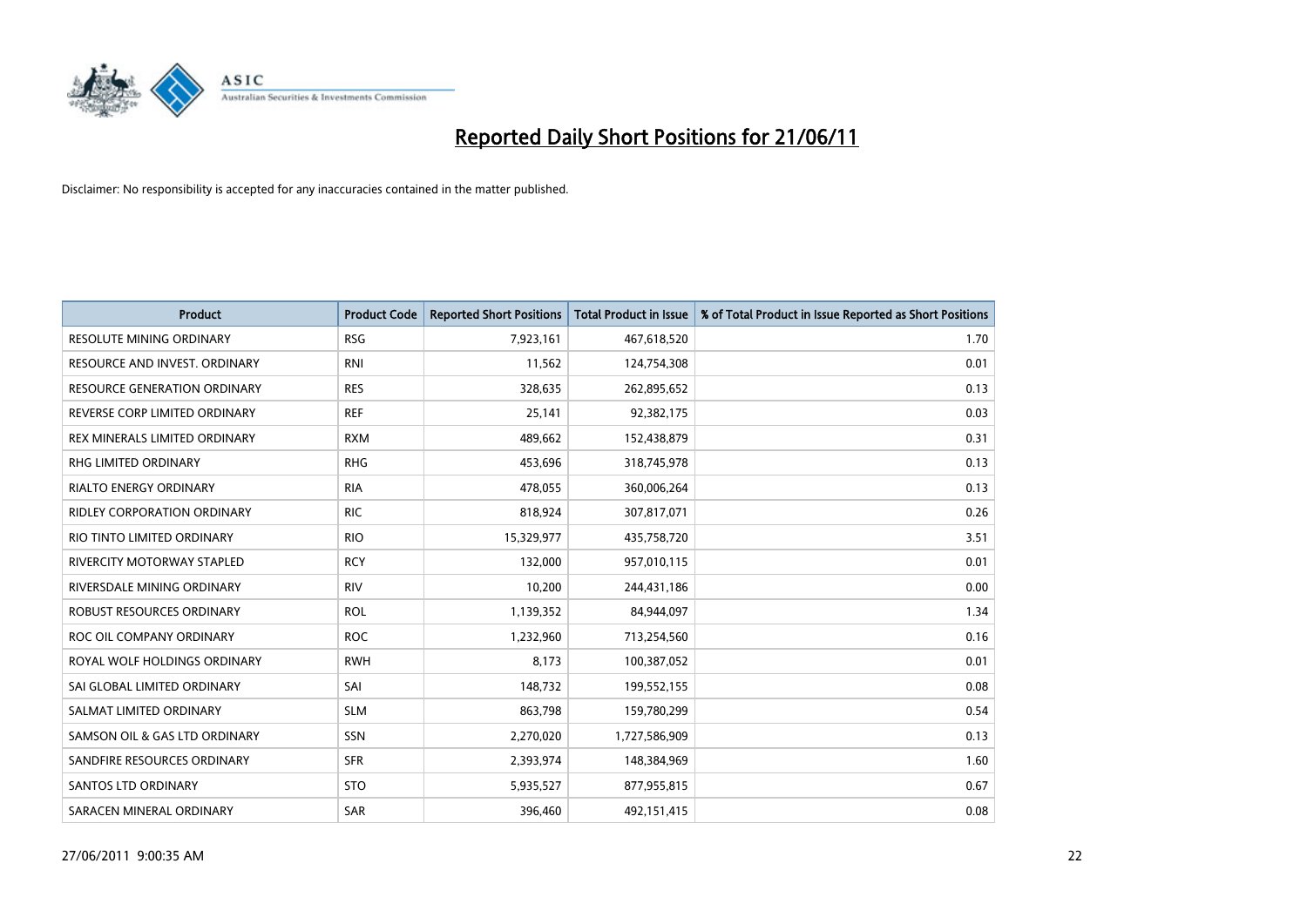# Reported Daily Short Positions for 21/06/11

Disclaimer: No responsibility is accepted for any inaccuracies contained in the matter published.

| Product | Product Code | Reported Short Positions | Total Product in Issue | % of Total Product in Issue Reported as Short Positions |
|---|---|---|---|---|
| RESOLUTE MINING ORDINARY | RSG | 7,923,161 | 467,618,520 | 1.70 |
| RESOURCE AND INVEST. ORDINARY | RNI | 11,562 | 124,754,308 | 0.01 |
| RESOURCE GENERATION ORDINARY | RES | 328,635 | 262,895,652 | 0.13 |
| REVERSE CORP LIMITED ORDINARY | REF | 25,141 | 92,382,175 | 0.03 |
| REX MINERALS LIMITED ORDINARY | RXM | 489,662 | 152,438,879 | 0.31 |
| RHG LIMITED ORDINARY | RHG | 453,696 | 318,745,978 | 0.13 |
| RIALTO ENERGY ORDINARY | RIA | 478,055 | 360,006,264 | 0.13 |
| RIDLEY CORPORATION ORDINARY | RIC | 818,924 | 307,817,071 | 0.26 |
| RIO TINTO LIMITED ORDINARY | RIO | 15,329,977 | 435,758,720 | 3.51 |
| RIVERCITY MOTORWAY STAPLED | RCY | 132,000 | 957,010,115 | 0.01 |
| RIVERSDALE MINING ORDINARY | RIV | 10,200 | 244,431,186 | 0.00 |
| ROBUST RESOURCES ORDINARY | ROL | 1,139,352 | 84,944,097 | 1.34 |
| ROC OIL COMPANY ORDINARY | ROC | 1,232,960 | 713,254,560 | 0.16 |
| ROYAL WOLF HOLDINGS ORDINARY | RWH | 8,173 | 100,387,052 | 0.01 |
| SAI GLOBAL LIMITED ORDINARY | SAI | 148,732 | 199,552,155 | 0.08 |
| SALMAT LIMITED ORDINARY | SLM | 863,798 | 159,780,299 | 0.54 |
| SAMSON OIL & GAS LTD ORDINARY | SSN | 2,270,020 | 1,727,586,909 | 0.13 |
| SANDFIRE RESOURCES ORDINARY | SFR | 2,393,974 | 148,384,969 | 1.60 |
| SANTOS LTD ORDINARY | STO | 5,935,527 | 877,955,815 | 0.67 |
| SARACEN MINERAL ORDINARY | SAR | 396,460 | 492,151,415 | 0.08 |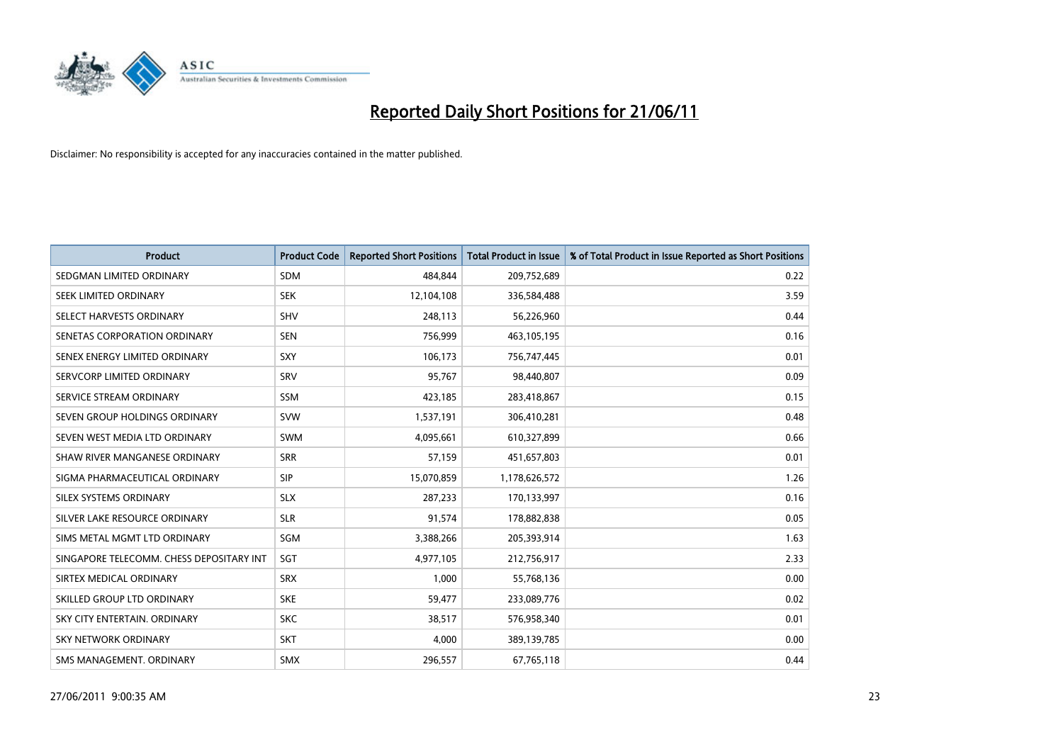# Reported Daily Short Positions for 21/06/11

Disclaimer: No responsibility is accepted for any inaccuracies contained in the matter published.

| Product | Product Code | Reported Short Positions | Total Product in Issue | % of Total Product in Issue Reported as Short Positions |
|---|---|---|---|---|
| SEDGMAN LIMITED ORDINARY | SDM | 484,844 | 209,752,689 | 0.22 |
| SEEK LIMITED ORDINARY | SEK | 12,104,108 | 336,584,488 | 3.59 |
| SELECT HARVESTS ORDINARY | SHV | 248,113 | 56,226,960 | 0.44 |
| SENETAS CORPORATION ORDINARY | SEN | 756,999 | 463,105,195 | 0.16 |
| SENEX ENERGY LIMITED ORDINARY | SXY | 106,173 | 756,747,445 | 0.01 |
| SERVCORP LIMITED ORDINARY | SRV | 95,767 | 98,440,807 | 0.09 |
| SERVICE STREAM ORDINARY | SSM | 423,185 | 283,418,867 | 0.15 |
| SEVEN GROUP HOLDINGS ORDINARY | SVW | 1,537,191 | 306,410,281 | 0.48 |
| SEVEN WEST MEDIA LTD ORDINARY | SWM | 4,095,661 | 610,327,899 | 0.66 |
| SHAW RIVER MANGANESE ORDINARY | SRR | 57,159 | 451,657,803 | 0.01 |
| SIGMA PHARMACEUTICAL ORDINARY | SIP | 15,070,859 | 1,178,626,572 | 1.26 |
| SILEX SYSTEMS ORDINARY | SLX | 287,233 | 170,133,997 | 0.16 |
| SILVER LAKE RESOURCE ORDINARY | SLR | 91,574 | 178,882,838 | 0.05 |
| SIMS METAL MGMT LTD ORDINARY | SGM | 3,388,266 | 205,393,914 | 1.63 |
| SINGAPORE TELECOMM. CHESS DEPOSITARY INT | SGT | 4,977,105 | 212,756,917 | 2.33 |
| SIRTEX MEDICAL ORDINARY | SRX | 1,000 | 55,768,136 | 0.00 |
| SKILLED GROUP LTD ORDINARY | SKE | 59,477 | 233,089,776 | 0.02 |
| SKY CITY ENTERTAIN. ORDINARY | SKC | 38,517 | 576,958,340 | 0.01 |
| SKY NETWORK ORDINARY | SKT | 4,000 | 389,139,785 | 0.00 |
| SMS MANAGEMENT. ORDINARY | SMX | 296,557 | 67,765,118 | 0.44 |

27/06/2011 9:00:35 AM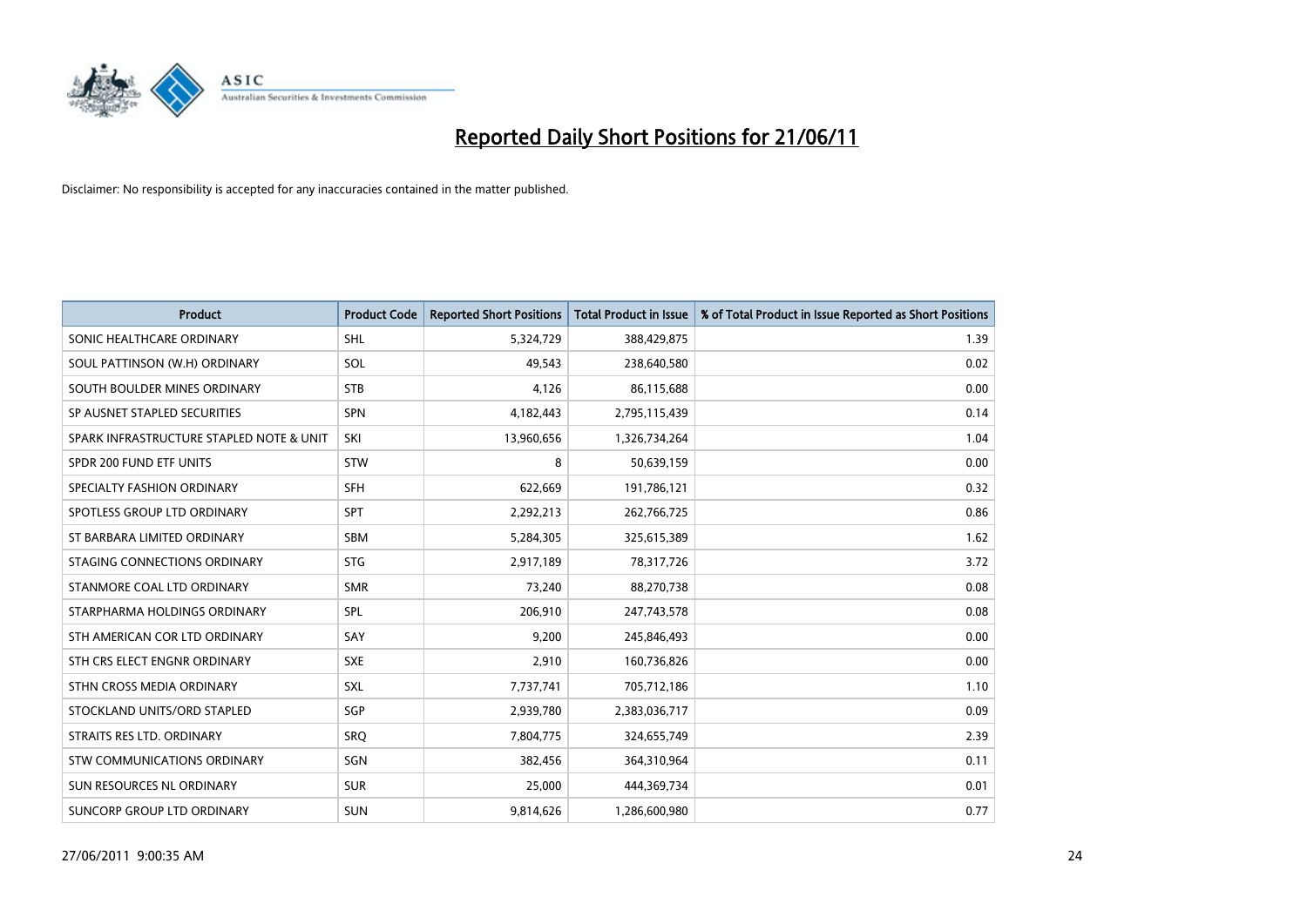# Reported Daily Short Positions for 21/06/11

Disclaimer: No responsibility is accepted for any inaccuracies contained in the matter published.

| Product | Product Code | Reported Short Positions | Total Product in Issue | % of Total Product in Issue Reported as Short Positions |
|---|---|---|---|---|
| SONIC HEALTHCARE ORDINARY | SHL | 5,324,729 | 388,429,875 | 1.39 |
| SOUL PATTINSON (W.H) ORDINARY | SOL | 49,543 | 238,640,580 | 0.02 |
| SOUTH BOULDER MINES ORDINARY | STB | 4,126 | 86,115,688 | 0.00 |
| SP AUSNET STAPLED SECURITIES | SPN | 4,182,443 | 2,795,115,439 | 0.14 |
| SPARK INFRASTRUCTURE STAPLED NOTE & UNIT | SKI | 13,960,656 | 1,326,734,264 | 1.04 |
| SPDR 200 FUND ETF UNITS | STW | 8 | 50,639,159 | 0.00 |
| SPECIALTY FASHION ORDINARY | SFH | 622,669 | 191,786,121 | 0.32 |
| SPOTLESS GROUP LTD ORDINARY | SPT | 2,292,213 | 262,766,725 | 0.86 |
| ST BARBARA LIMITED ORDINARY | SBM | 5,284,305 | 325,615,389 | 1.62 |
| STAGING CONNECTIONS ORDINARY | STG | 2,917,189 | 78,317,726 | 3.72 |
| STANMORE COAL LTD ORDINARY | SMR | 73,240 | 88,270,738 | 0.08 |
| STARPHARMA HOLDINGS ORDINARY | SPL | 206,910 | 247,743,578 | 0.08 |
| STH AMERICAN COR LTD ORDINARY | SAY | 9,200 | 245,846,493 | 0.00 |
| STH CRS ELECT ENGNR ORDINARY | SXE | 2,910 | 160,736,826 | 0.00 |
| STHN CROSS MEDIA ORDINARY | SXL | 7,737,741 | 705,712,186 | 1.10 |
| STOCKLAND UNITS/ORD STAPLED | SGP | 2,939,780 | 2,383,036,717 | 0.09 |
| STRAITS RES LTD. ORDINARY | SRQ | 7,804,775 | 324,655,749 | 2.39 |
| STW COMMUNICATIONS ORDINARY | SGN | 382,456 | 364,310,964 | 0.11 |
| SUN RESOURCES NL ORDINARY | SUR | 25,000 | 444,369,734 | 0.01 |
| SUNCORP GROUP LTD ORDINARY | SUN | 9,814,626 | 1,286,600,980 | 0.77 |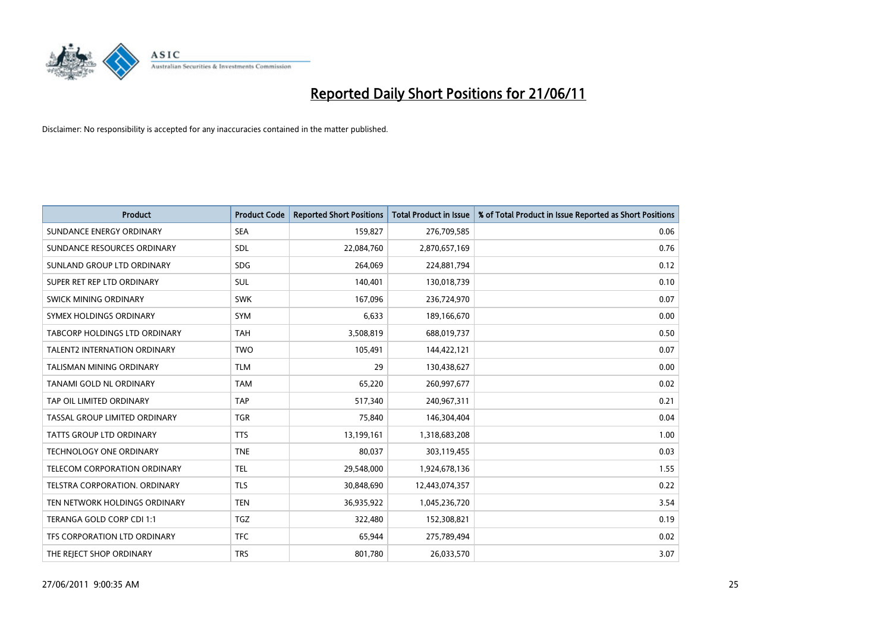# Reported Daily Short Positions for 21/06/11

Disclaimer: No responsibility is accepted for any inaccuracies contained in the matter published.

| Product | Product Code | Reported Short Positions | Total Product in Issue | % of Total Product in Issue Reported as Short Positions |
|---|---|---|---|---|
| SUNDANCE ENERGY ORDINARY | SEA | 159,827 | 276,709,585 | 0.06 |
| SUNDANCE RESOURCES ORDINARY | SDL | 22,084,760 | 2,870,657,169 | 0.76 |
| SUNLAND GROUP LTD ORDINARY | SDG | 264,069 | 224,881,794 | 0.12 |
| SUPER RET REP LTD ORDINARY | SUL | 140,401 | 130,018,739 | 0.10 |
| SWICK MINING ORDINARY | SWK | 167,096 | 236,724,970 | 0.07 |
| SYMEX HOLDINGS ORDINARY | SYM | 6,633 | 189,166,670 | 0.00 |
| TABCORP HOLDINGS LTD ORDINARY | TAH | 3,508,819 | 688,019,737 | 0.50 |
| TALENT2 INTERNATION ORDINARY | TWO | 105,491 | 144,422,121 | 0.07 |
| TALISMAN MINING ORDINARY | TLM | 29 | 130,438,627 | 0.00 |
| TANAMI GOLD NL ORDINARY | TAM | 65,220 | 260,997,677 | 0.02 |
| TAP OIL LIMITED ORDINARY | TAP | 517,340 | 240,967,311 | 0.21 |
| TASSAL GROUP LIMITED ORDINARY | TGR | 75,840 | 146,304,404 | 0.04 |
| TATTS GROUP LTD ORDINARY | TTS | 13,199,161 | 1,318,683,208 | 1.00 |
| TECHNOLOGY ONE ORDINARY | TNE | 80,037 | 303,119,455 | 0.03 |
| TELECOM CORPORATION ORDINARY | TEL | 29,548,000 | 1,924,678,136 | 1.55 |
| TELSTRA CORPORATION. ORDINARY | TLS | 30,848,690 | 12,443,074,357 | 0.22 |
| TEN NETWORK HOLDINGS ORDINARY | TEN | 36,935,922 | 1,045,236,720 | 3.54 |
| TERANGA GOLD CORP CDI 1:1 | TGZ | 322,480 | 152,308,821 | 0.19 |
| TFS CORPORATION LTD ORDINARY | TFC | 65,944 | 275,789,494 | 0.02 |
| THE REJECT SHOP ORDINARY | TRS | 801,780 | 26,033,570 | 3.07 |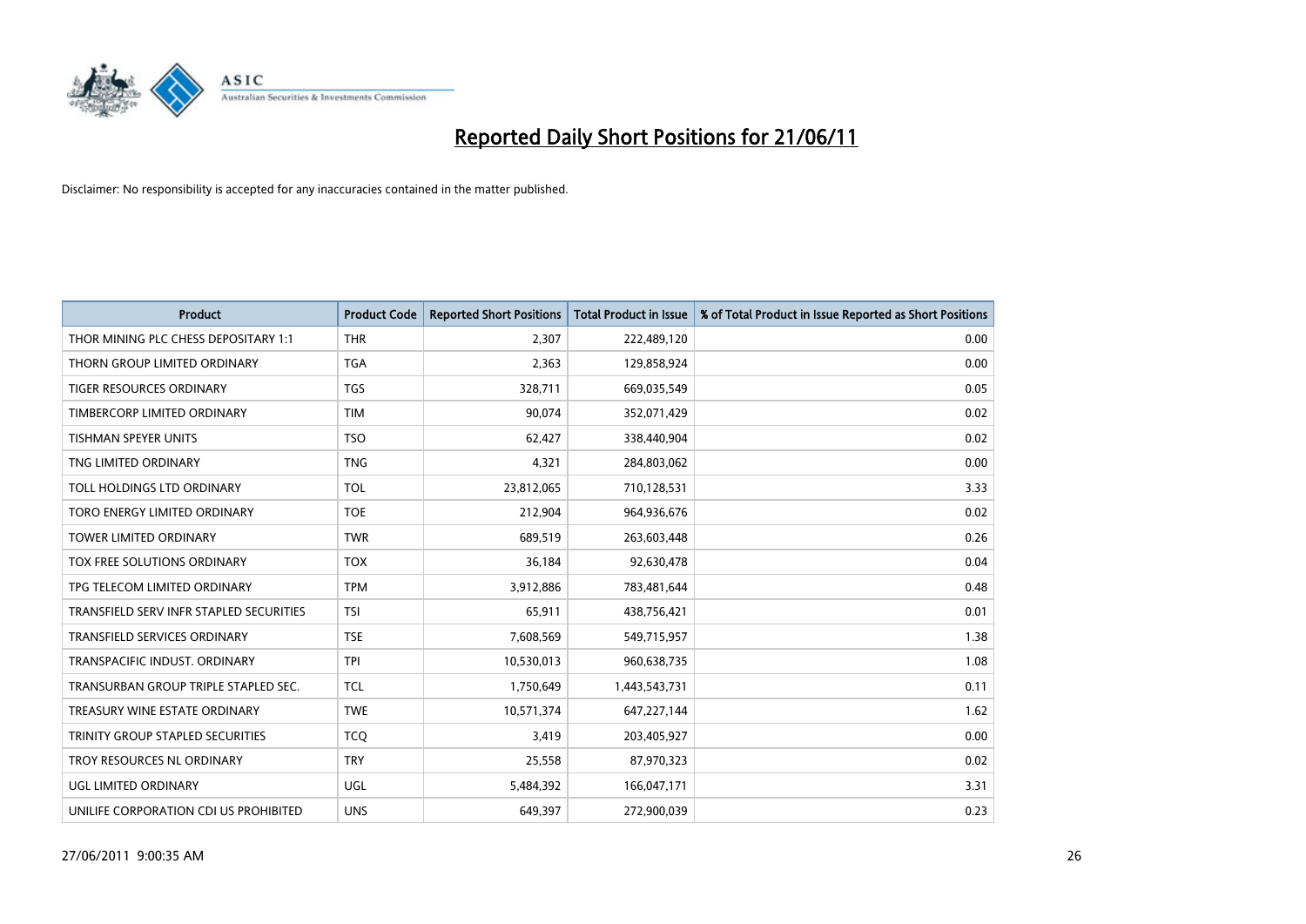# Reported Daily Short Positions for 21/06/11

Disclaimer: No responsibility is accepted for any inaccuracies contained in the matter published.

| Product | Product Code | Reported Short Positions | Total Product in Issue | % of Total Product in Issue Reported as Short Positions |
| --- | --- | --- | --- | --- |
| THOR MINING PLC CHESS DEPOSITARY 1:1 | THR | 2,307 | 222,489,120 | 0.00 |
| THORN GROUP LIMITED ORDINARY | TGA | 2,363 | 129,858,924 | 0.00 |
| TIGER RESOURCES ORDINARY | TGS | 328,711 | 669,035,549 | 0.05 |
| TIMBERCORP LIMITED ORDINARY | TIM | 90,074 | 352,071,429 | 0.02 |
| TISHMAN SPEYER UNITS | TSO | 62,427 | 338,440,904 | 0.02 |
| TNG LIMITED ORDINARY | TNG | 4,321 | 284,803,062 | 0.00 |
| TOLL HOLDINGS LTD ORDINARY | TOL | 23,812,065 | 710,128,531 | 3.33 |
| TORO ENERGY LIMITED ORDINARY | TOE | 212,904 | 964,936,676 | 0.02 |
| TOWER LIMITED ORDINARY | TWR | 689,519 | 263,603,448 | 0.26 |
| TOX FREE SOLUTIONS ORDINARY | TOX | 36,184 | 92,630,478 | 0.04 |
| TPG TELECOM LIMITED ORDINARY | TPM | 3,912,886 | 783,481,644 | 0.48 |
| TRANSFIELD SERV INFR STAPLED SECURITIES | TSI | 65,911 | 438,756,421 | 0.01 |
| TRANSFIELD SERVICES ORDINARY | TSE | 7,608,569 | 549,715,957 | 1.38 |
| TRANSPACIFIC INDUST. ORDINARY | TPI | 10,530,013 | 960,638,735 | 1.08 |
| TRANSURBAN GROUP TRIPLE STAPLED SEC. | TCL | 1,750,649 | 1,443,543,731 | 0.11 |
| TREASURY WINE ESTATE ORDINARY | TWE | 10,571,374 | 647,227,144 | 1.62 |
| TRINITY GROUP STAPLED SECURITIES | TCQ | 3,419 | 203,405,927 | 0.00 |
| TROY RESOURCES NL ORDINARY | TRY | 25,558 | 87,970,323 | 0.02 |
| UGL LIMITED ORDINARY | UGL | 5,484,392 | 166,047,171 | 3.31 |
| UNILIFE CORPORATION CDI US PROHIBITED | UNS | 649,397 | 272,900,039 | 0.23 |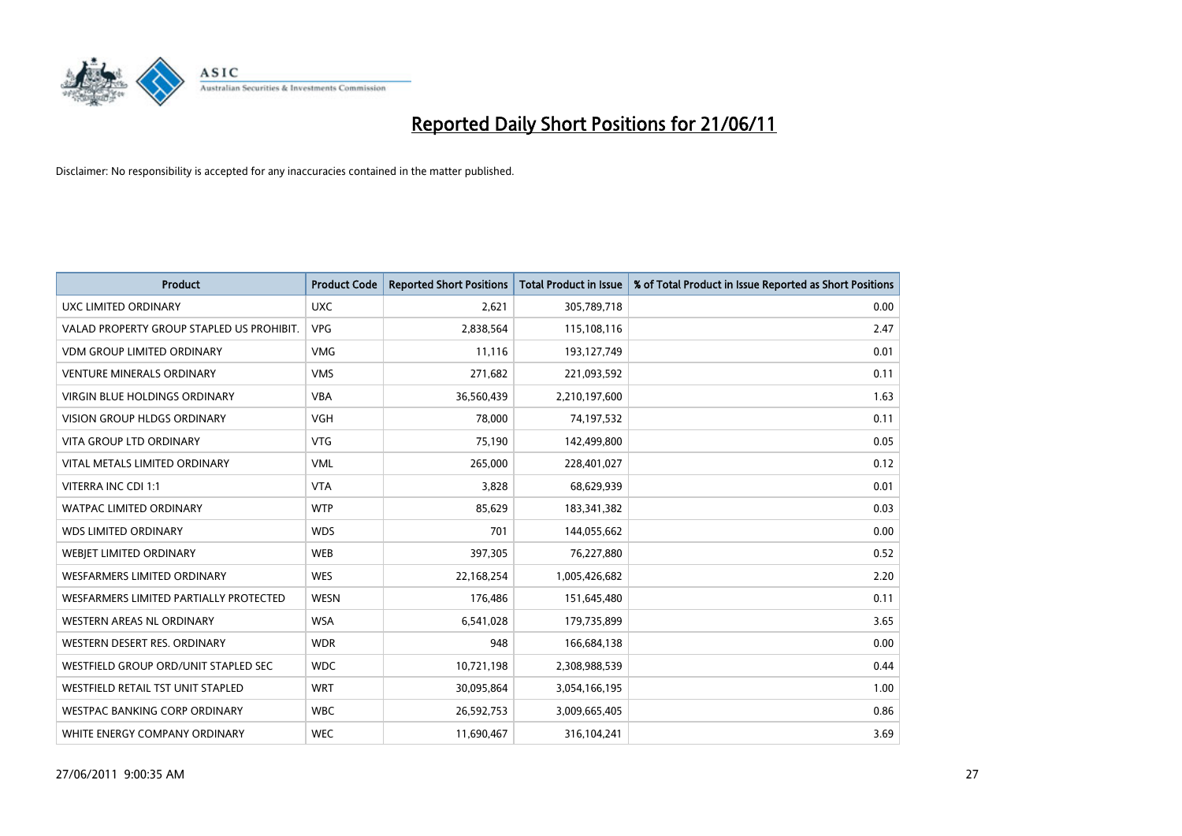# Reported Daily Short Positions for 21/06/11

Disclaimer: No responsibility is accepted for any inaccuracies contained in the matter published.

| Product | Product Code | Reported Short Positions | Total Product in Issue | % of Total Product in Issue Reported as Short Positions |
|---|---|---|---|---|
| UXC LIMITED ORDINARY | UXC | 2,621 | 305,789,718 | 0.00 |
| VALAD PROPERTY GROUP STAPLED US PROHIBIT. | VPG | 2,838,564 | 115,108,116 | 2.47 |
| VDM GROUP LIMITED ORDINARY | VMG | 11,116 | 193,127,749 | 0.01 |
| VENTURE MINERALS ORDINARY | VMS | 271,682 | 221,093,592 | 0.11 |
| VIRGIN BLUE HOLDINGS ORDINARY | VBA | 36,560,439 | 2,210,197,600 | 1.63 |
| VISION GROUP HLDGS ORDINARY | VGH | 78,000 | 74,197,532 | 0.11 |
| VITA GROUP LTD ORDINARY | VTG | 75,190 | 142,499,800 | 0.05 |
| VITAL METALS LIMITED ORDINARY | VML | 265,000 | 228,401,027 | 0.12 |
| VITERRA INC CDI 1:1 | VTA | 3,828 | 68,629,939 | 0.01 |
| WATPAC LIMITED ORDINARY | WTP | 85,629 | 183,341,382 | 0.03 |
| WDS LIMITED ORDINARY | WDS | 701 | 144,055,662 | 0.00 |
| WEBJET LIMITED ORDINARY | WEB | 397,305 | 76,227,880 | 0.52 |
| WESFARMERS LIMITED ORDINARY | WES | 22,168,254 | 1,005,426,682 | 2.20 |
| WESFARMERS LIMITED PARTIALLY PROTECTED | WESN | 176,486 | 151,645,480 | 0.11 |
| WESTERN AREAS NL ORDINARY | WSA | 6,541,028 | 179,735,899 | 3.65 |
| WESTERN DESERT RES. ORDINARY | WDR | 948 | 166,684,138 | 0.00 |
| WESTFIELD GROUP ORD/UNIT STAPLED SEC | WDC | 10,721,198 | 2,308,988,539 | 0.44 |
| WESTFIELD RETAIL TST UNIT STAPLED | WRT | 30,095,864 | 3,054,166,195 | 1.00 |
| WESTPAC BANKING CORP ORDINARY | WBC | 26,592,753 | 3,009,665,405 | 0.86 |
| WHITE ENERGY COMPANY ORDINARY | WEC | 11,690,467 | 316,104,241 | 3.69 |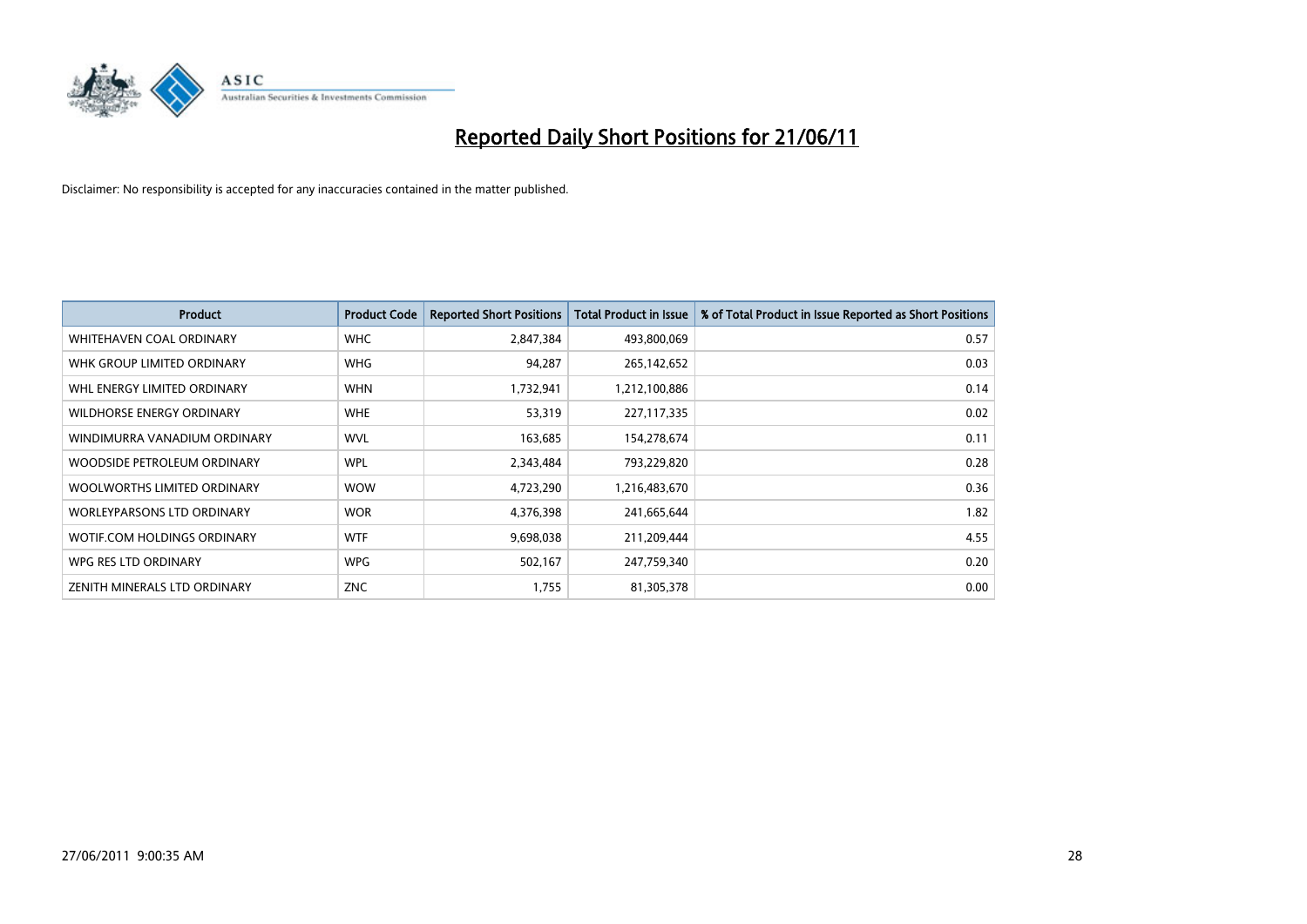# Reported Daily Short Positions for 21/06/11

Disclaimer: No responsibility is accepted for any inaccuracies contained in the matter published.

| Product | Product Code | Reported Short Positions | Total Product in Issue | % of Total Product in Issue Reported as Short Positions |
|---|---|---|---|---|
| WHITEHAVEN COAL ORDINARY | WHC | 2,847,384 | 493,800,069 | 0.57 |
| WHK GROUP LIMITED ORDINARY | WHG | 94,287 | 265,142,652 | 0.03 |
| WHL ENERGY LIMITED ORDINARY | WHN | 1,732,941 | 1,212,100,886 | 0.14 |
| WILDHORSE ENERGY ORDINARY | WHE | 53,319 | 227,117,335 | 0.02 |
| WINDIMURRA VANADIUM ORDINARY | WVL | 163,685 | 154,278,674 | 0.11 |
| WOODSIDE PETROLEUM ORDINARY | WPL | 2,343,484 | 793,229,820 | 0.28 |
| WOOLWORTHS LIMITED ORDINARY | WOW | 4,723,290 | 1,216,483,670 | 0.36 |
| WORLEYPARSONS LTD ORDINARY | WOR | 4,376,398 | 241,665,644 | 1.82 |
| WOTIF.COM HOLDINGS ORDINARY | WTF | 9,698,038 | 211,209,444 | 4.55 |
| WPG RES LTD ORDINARY | WPG | 502,167 | 247,759,340 | 0.20 |
| ZENITH MINERALS LTD ORDINARY | ZNC | 1,755 | 81,305,378 | 0.00 |

27/06/2011 9:00:35 AM